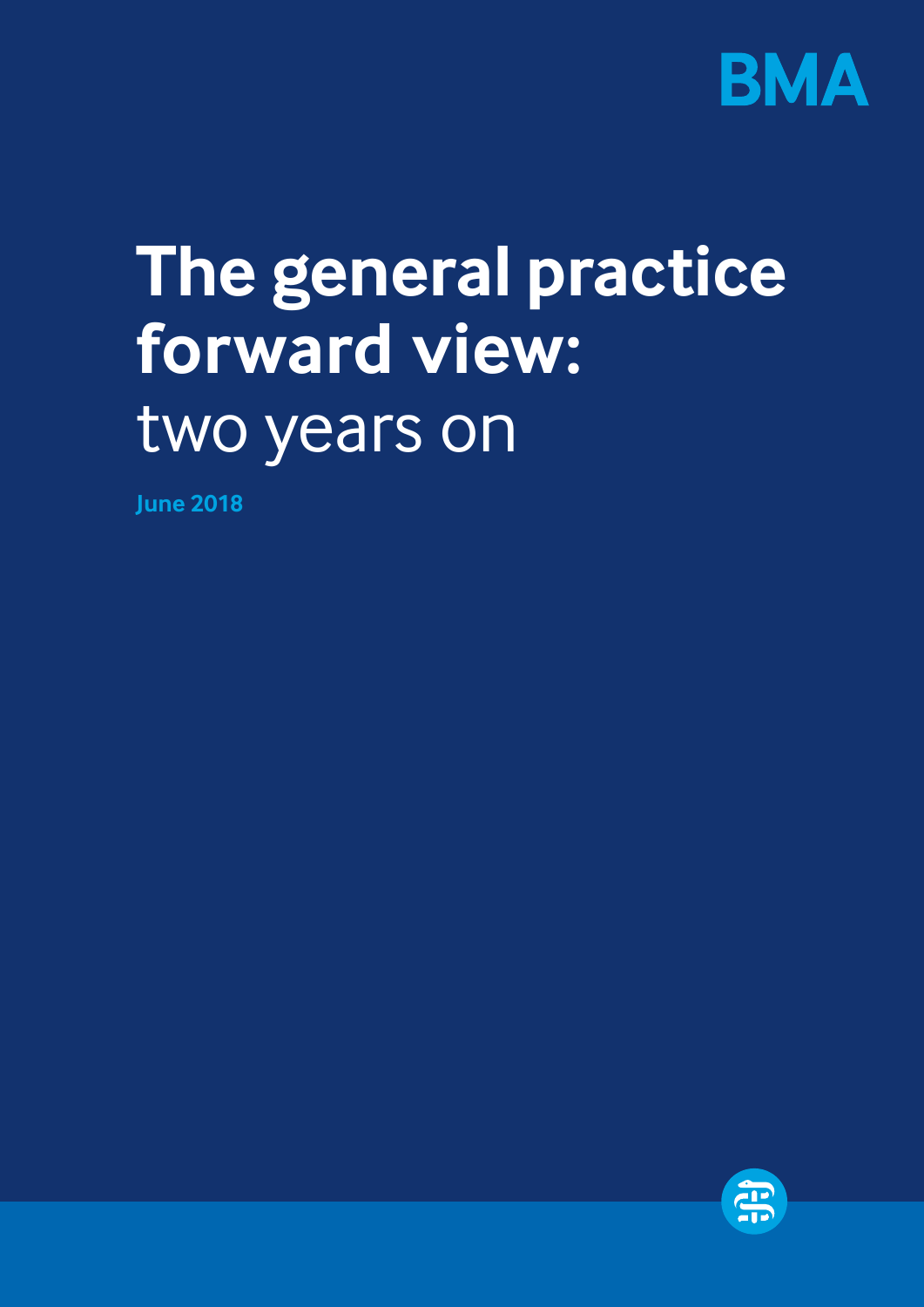BMA

# The general practice forward view: two years on

June 2018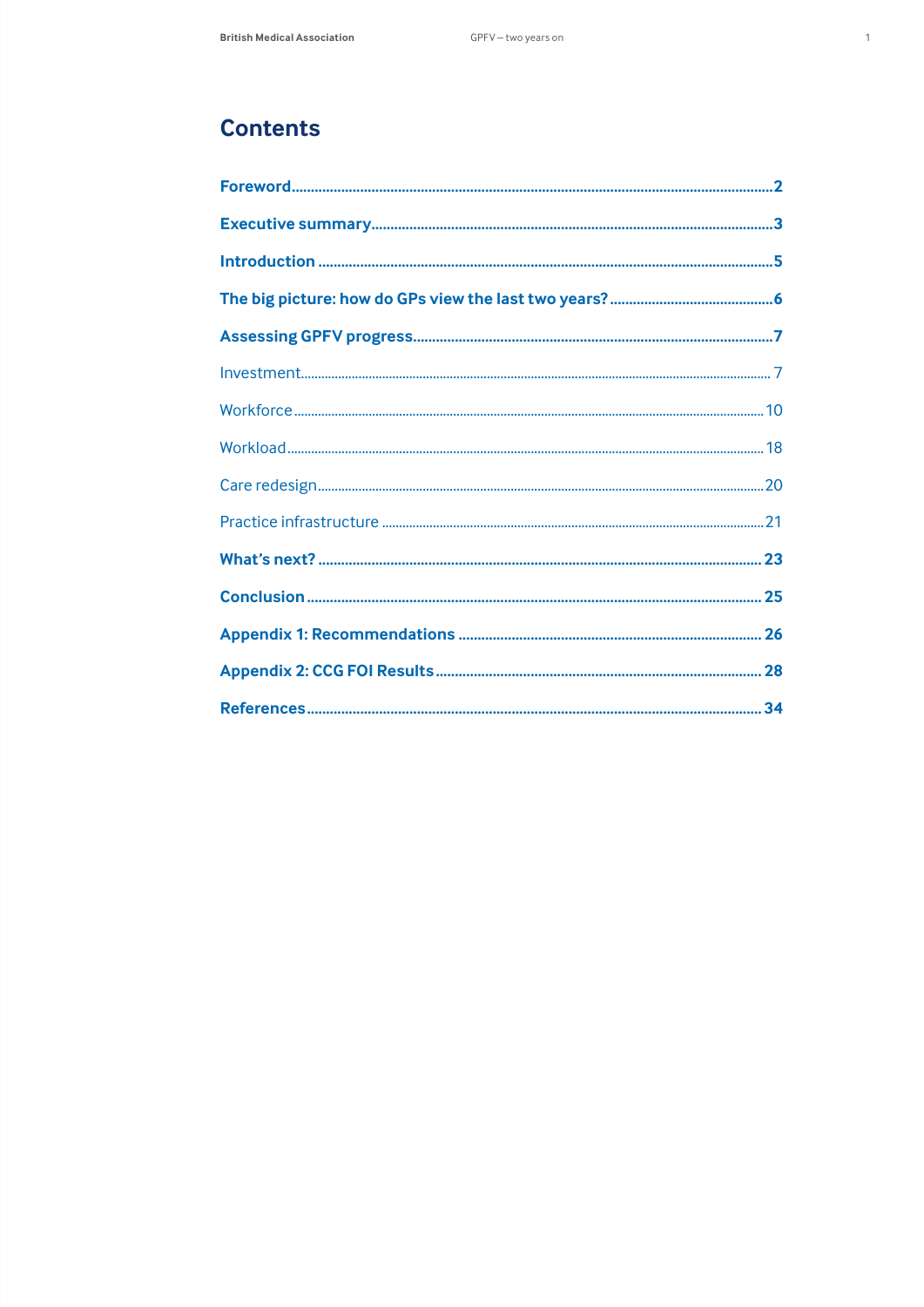## Contents

**Foreword** ... 2

**Executive summary** ... 3

**Introduction** ... 5

**The big picture: how do GPs view the last two years?** ... 6

**Assessing GPFV progress** ... 7

Investment ... 7

Workforce ... 10

Workload ... 18

Care redesign ... 20

Practice infrastructure ... 21

**What's next?** ... 23

**Conclusion** ... 25

**Appendix 1: Recommendations** ... 26

**Appendix 2: CCG FOI Results** ... 28

**References** ... 34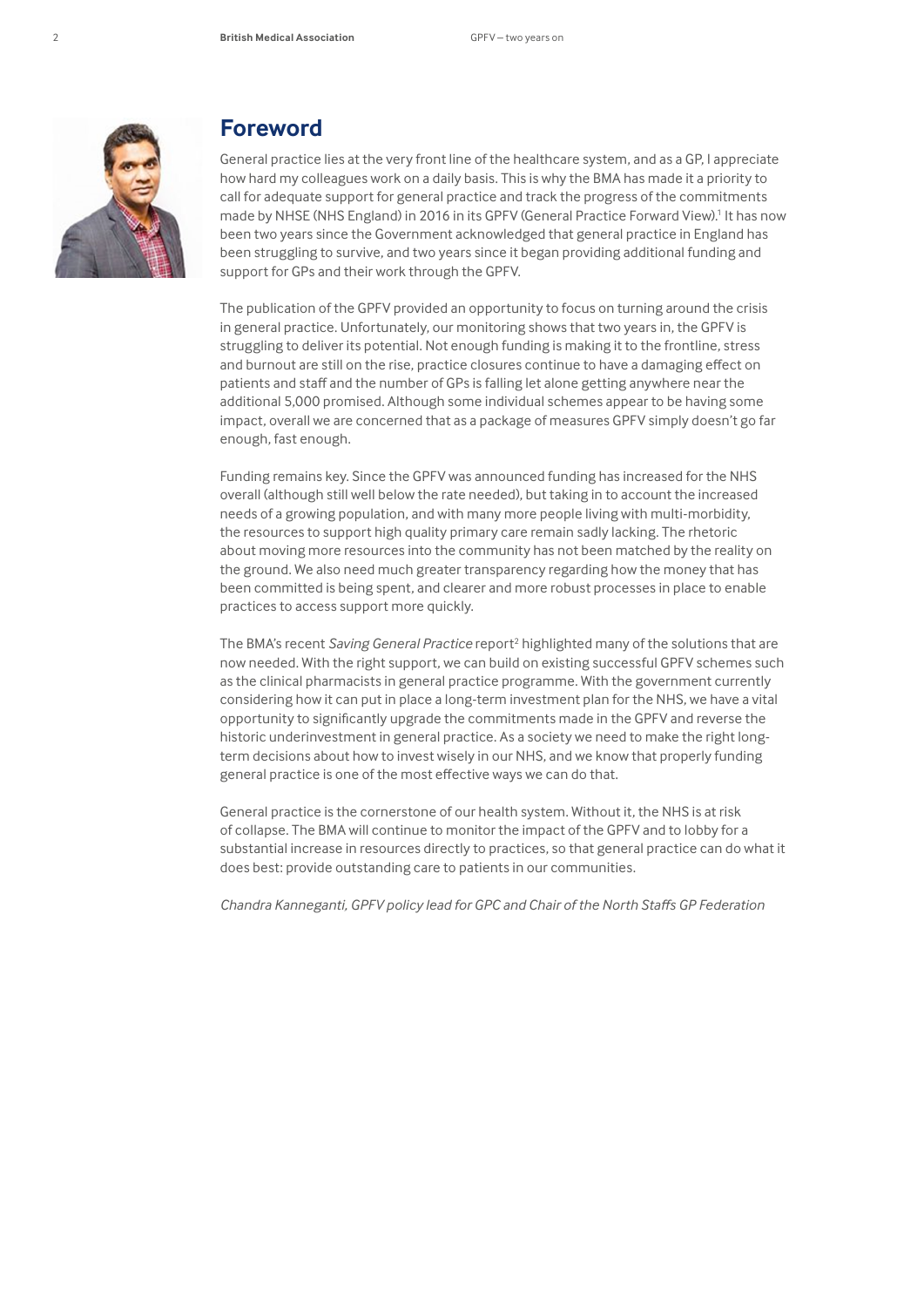## Foreword

General practice lies at the very front line of the healthcare system, and as a GP, I appreciate how hard my colleagues work on a daily basis. This is why the BMA has made it a priority to call for adequate support for general practice and track the progress of the commitments made by NHSE (NHS England) in 2016 in its GPFV (General Practice Forward View).[1] It has now been two years since the Government acknowledged that general practice in England has been struggling to survive, and two years since it began providing additional funding and support for GPs and their work through the GPFV.

The publication of the GPFV provided an opportunity to focus on turning around the crisis in general practice. Unfortunately, our monitoring shows that two years in, the GPFV is struggling to deliver its potential. Not enough funding is making it to the frontline, stress and burnout are still on the rise, practice closures continue to have a damaging effect on patients and staff and the number of GPs is falling let alone getting anywhere near the additional 5,000 promised. Although some individual schemes appear to be having some impact, overall we are concerned that as a package of measures GPFV simply doesn't go far enough, fast enough.

Funding remains key. Since the GPFV was announced funding has increased for the NHS overall (although still well below the rate needed), but taking in to account the increased needs of a growing population, and with many more people living with multi-morbidity, the resources to support high quality primary care remain sadly lacking. The rhetoric about moving more resources into the community has not been matched by the reality on the ground. We also need much greater transparency regarding how the money that has been committed is being spent, and clearer and more robust processes in place to enable practices to access support more quickly.

The BMA's recent *Saving General Practice* report[2] highlighted many of the solutions that are now needed. With the right support, we can build on existing successful GPFV schemes such as the clinical pharmacists in general practice programme. With the government currently considering how it can put in place a long-term investment plan for the NHS, we have a vital opportunity to significantly upgrade the commitments made in the GPFV and reverse the historic underinvestment in general practice. As a society we need to make the right long-term decisions about how to invest wisely in our NHS, and we know that properly funding general practice is one of the most effective ways we can do that.

General practice is the cornerstone of our health system. Without it, the NHS is at risk of collapse. The BMA will continue to monitor the impact of the GPFV and to lobby for a substantial increase in resources directly to practices, so that general practice can do what it does best: provide outstanding care to patients in our communities.

*Chandra Kanneganti, GPFV policy lead for GPC and Chair of the North Staffs GP Federation*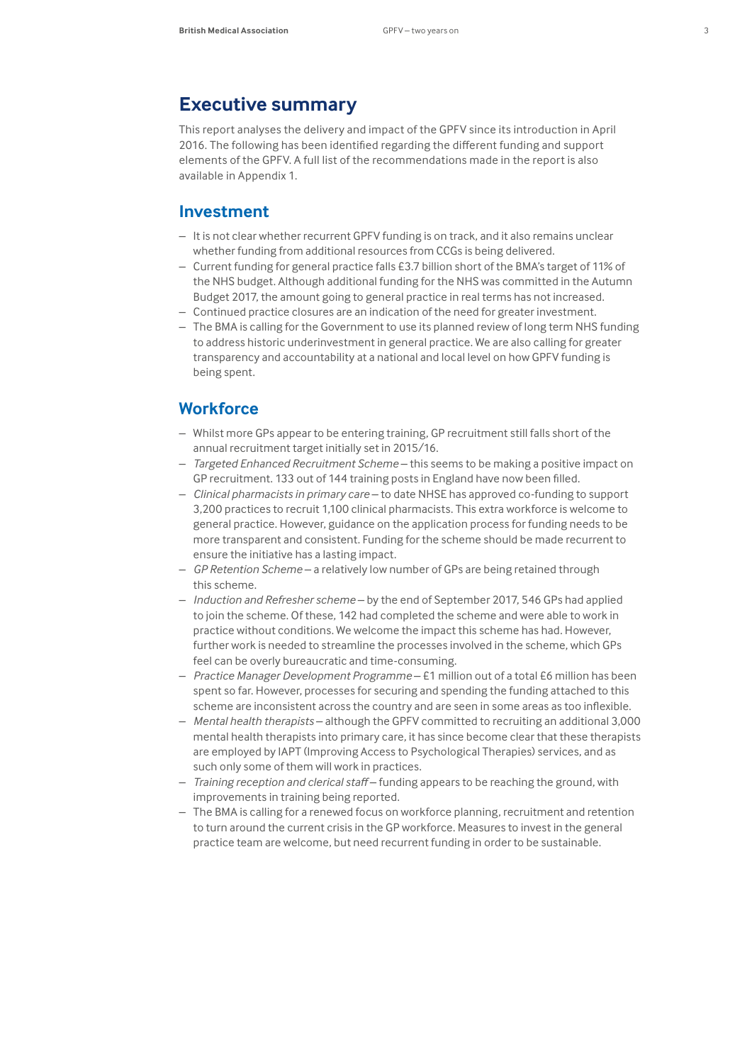# Executive summary

This report analyses the delivery and impact of the GPFV since its introduction in April 2016. The following has been identified regarding the different funding and support elements of the GPFV. A full list of the recommendations made in the report is also available in Appendix 1.

## Investment

- It is not clear whether recurrent GPFV funding is on track, and it also remains unclear whether funding from additional resources from CCGs is being delivered.
- Current funding for general practice falls £3.7 billion short of the BMA's target of 11% of the NHS budget. Although additional funding for the NHS was committed in the Autumn Budget 2017, the amount going to general practice in real terms has not increased.
- Continued practice closures are an indication of the need for greater investment.
- The BMA is calling for the Government to use its planned review of long term NHS funding to address historic underinvestment in general practice. We are also calling for greater transparency and accountability at a national and local level on how GPFV funding is being spent.

## Workforce

- Whilst more GPs appear to be entering training, GP recruitment still falls short of the annual recruitment target initially set in 2015/16.
- *Targeted Enhanced Recruitment Scheme* – this seems to be making a positive impact on GP recruitment. 133 out of 144 training posts in England have now been filled.
- *Clinical pharmacists in primary care* – to date NHSE has approved co-funding to support 3,200 practices to recruit 1,100 clinical pharmacists. This extra workforce is welcome to general practice. However, guidance on the application process for funding needs to be more transparent and consistent. Funding for the scheme should be made recurrent to ensure the initiative has a lasting impact.
- *GP Retention Scheme* – a relatively low number of GPs are being retained through this scheme.
- *Induction and Refresher scheme* – by the end of September 2017, 546 GPs had applied to join the scheme. Of these, 142 had completed the scheme and were able to work in practice without conditions. We welcome the impact this scheme has had. However, further work is needed to streamline the processes involved in the scheme, which GPs feel can be overly bureaucratic and time-consuming.
- *Practice Manager Development Programme* – £1 million out of a total £6 million has been spent so far. However, processes for securing and spending the funding attached to this scheme are inconsistent across the country and are seen in some areas as too inflexible.
- *Mental health therapists* – although the GPFV committed to recruiting an additional 3,000 mental health therapists into primary care, it has since become clear that these therapists are employed by IAPT (Improving Access to Psychological Therapies) services, and as such only some of them will work in practices.
- *Training reception and clerical staff* – funding appears to be reaching the ground, with improvements in training being reported.
- The BMA is calling for a renewed focus on workforce planning, recruitment and retention to turn around the current crisis in the GP workforce. Measures to invest in the general practice team are welcome, but need recurrent funding in order to be sustainable.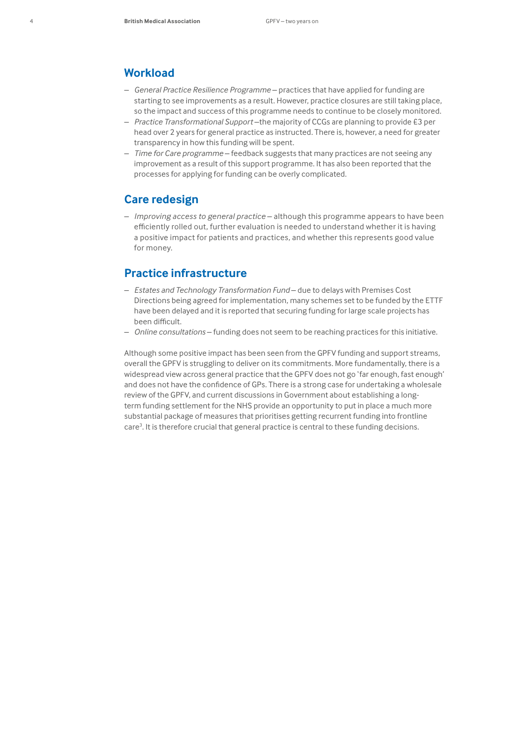## Workload

- *General Practice Resilience Programme* – practices that have applied for funding are starting to see improvements as a result. However, practice closures are still taking place, so the impact and success of this programme needs to continue to be closely monitored.
- *Practice Transformational Support* –the majority of CCGs are planning to provide £3 per head over 2 years for general practice as instructed. There is, however, a need for greater transparency in how this funding will be spent.
- *Time for Care programme* – feedback suggests that many practices are not seeing any improvement as a result of this support programme. It has also been reported that the processes for applying for funding can be overly complicated.

## Care redesign

- *Improving access to general practice* – although this programme appears to have been efficiently rolled out, further evaluation is needed to understand whether it is having a positive impact for patients and practices, and whether this represents good value for money.

## Practice infrastructure

- *Estates and Technology Transformation Fund* – due to delays with Premises Cost Directions being agreed for implementation, many schemes set to be funded by the ETTF have been delayed and it is reported that securing funding for large scale projects has been difficult.
- *Online consultations* – funding does not seem to be reaching practices for this initiative.

Although some positive impact has been seen from the GPFV funding and support streams, overall the GPFV is struggling to deliver on its commitments. More fundamentally, there is a widespread view across general practice that the GPFV does not go 'far enough, fast enough' and does not have the confidence of GPs. There is a strong case for undertaking a wholesale review of the GPFV, and current discussions in Government about establishing a long-term funding settlement for the NHS provide an opportunity to put in place a much more substantial package of measures that prioritises getting recurrent funding into frontline care[3]. It is therefore crucial that general practice is central to these funding decisions.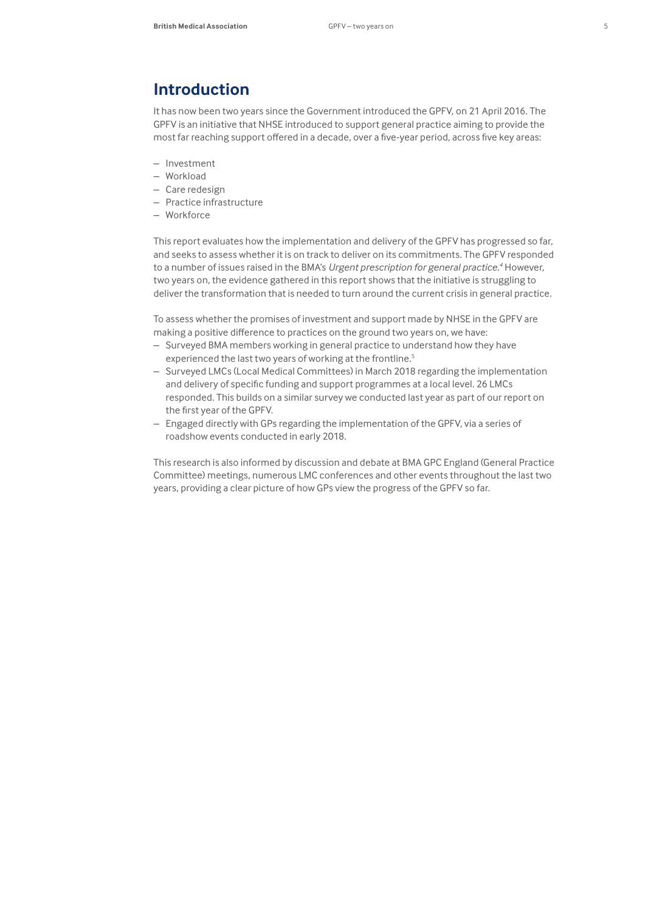## Introduction

It has now been two years since the Government introduced the GPFV, on 21 April 2016. The GPFV is an initiative that NHSE introduced to support general practice aiming to provide the most far reaching support offered in a decade, over a five-year period, across five key areas:

- Investment
- Workload
- Care redesign
- Practice infrastructure
- Workforce

This report evaluates how the implementation and delivery of the GPFV has progressed so far, and seeks to assess whether it is on track to deliver on its commitments. The GPFV responded to a number of issues raised in the BMA's *Urgent prescription for general practice.*[4] However, two years on, the evidence gathered in this report shows that the initiative is struggling to deliver the transformation that is needed to turn around the current crisis in general practice.

To assess whether the promises of investment and support made by NHSE in the GPFV are making a positive difference to practices on the ground two years on, we have:

- Surveyed BMA members working in general practice to understand how they have experienced the last two years of working at the frontline.[5]
- Surveyed LMCs (Local Medical Committees) in March 2018 regarding the implementation and delivery of specific funding and support programmes at a local level. 26 LMCs responded. This builds on a similar survey we conducted last year as part of our report on the first year of the GPFV.
- Engaged directly with GPs regarding the implementation of the GPFV, via a series of roadshow events conducted in early 2018.

This research is also informed by discussion and debate at BMA GPC England (General Practice Committee) meetings, numerous LMC conferences and other events throughout the last two years, providing a clear picture of how GPs view the progress of the GPFV so far.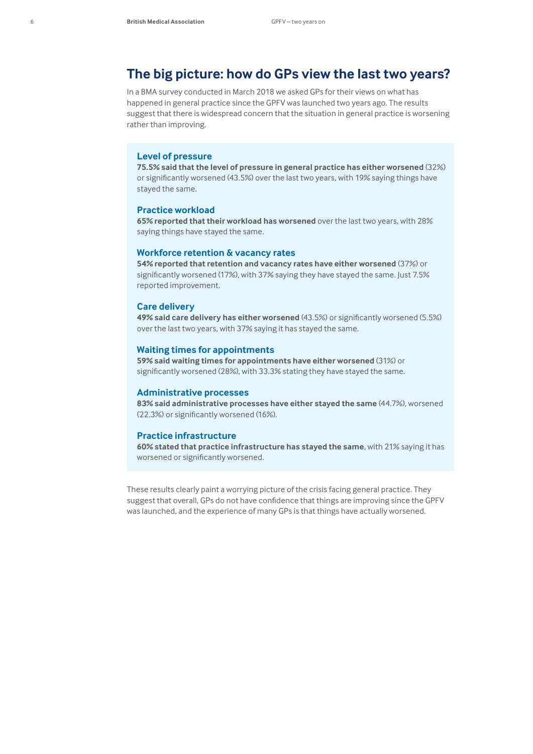## The big picture: how do GPs view the last two years?

In a BMA survey conducted in March 2018 we asked GPs for their views on what has happened in general practice since the GPFV was launched two years ago. The results suggest that there is widespread concern that the situation in general practice is worsening rather than improving.

### Level of pressure

**75.5% said that the level of pressure in general practice has either worsened** (32%) or significantly worsened (43.5%) over the last two years, with 19% saying things have stayed the same.

### Practice workload

**65% reported that their workload has worsened** over the last two years, with 28% saying things have stayed the same.

### Workforce retention & vacancy rates

**54% reported that retention and vacancy rates have either worsened** (37%) or significantly worsened (17%), with 37% saying they have stayed the same. Just 7.5% reported improvement.

### Care delivery

**49% said care delivery has either worsened** (43.5%) or significantly worsened (5.5%) over the last two years, with 37% saying it has stayed the same.

### Waiting times for appointments

**59% said waiting times for appointments have either worsened** (31%) or significantly worsened (28%), with 33.3% stating they have stayed the same.

### Administrative processes

**83% said administrative processes have either stayed the same** (44.7%), worsened (22.3%) or significantly worsened (16%).

### Practice infrastructure

**60% stated that practice infrastructure has stayed the same**, with 21% saying it has worsened or significantly worsened.

These results clearly paint a worrying picture of the crisis facing general practice. They suggest that overall, GPs do not have confidence that things are improving since the GPFV was launched, and the experience of many GPs is that things have actually worsened.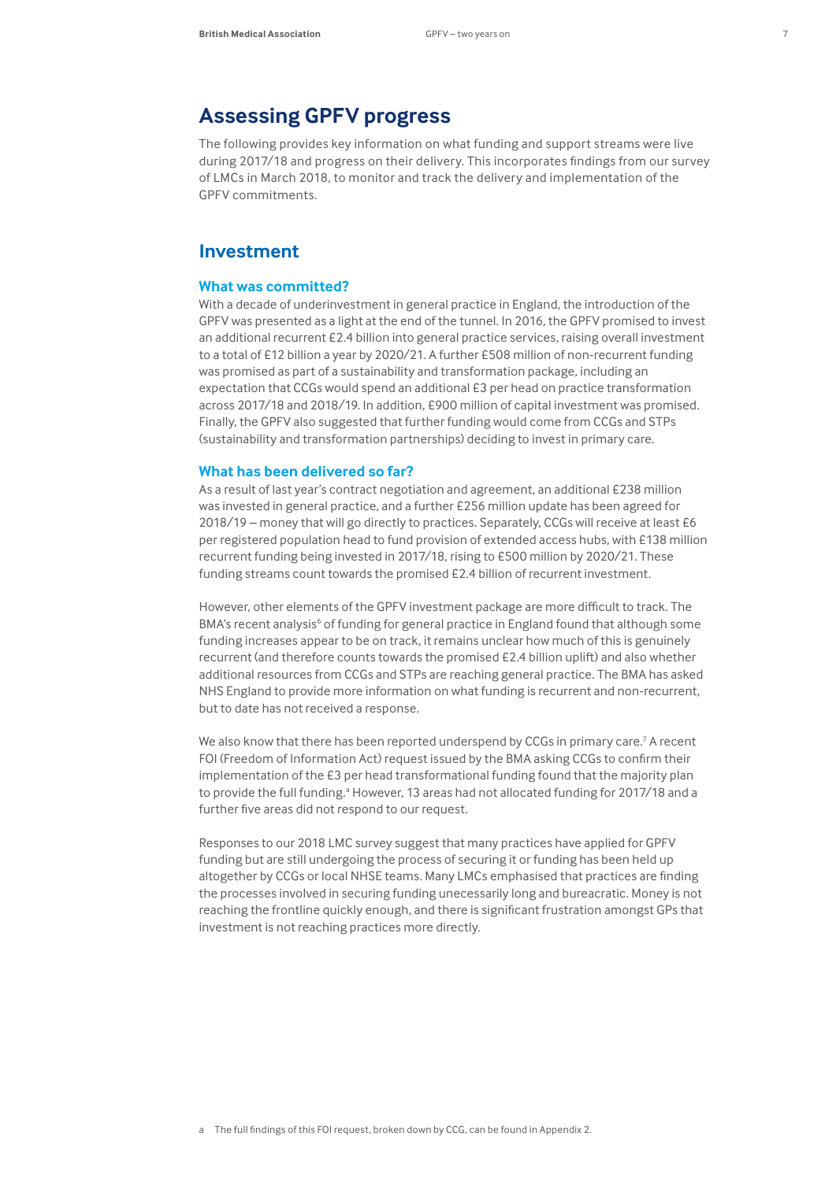# Assessing GPFV progress

The following provides key information on what funding and support streams were live during 2017/18 and progress on their delivery. This incorporates findings from our survey of LMCs in March 2018, to monitor and track the delivery and implementation of the GPFV commitments.

## Investment

### What was committed?

With a decade of underinvestment in general practice in England, the introduction of the GPFV was presented as a light at the end of the tunnel. In 2016, the GPFV promised to invest an additional recurrent £2.4 billion into general practice services, raising overall investment to a total of £12 billion a year by 2020/21. A further £508 million of non-recurrent funding was promised as part of a sustainability and transformation package, including an expectation that CCGs would spend an additional £3 per head on practice transformation across 2017/18 and 2018/19. In addition, £900 million of capital investment was promised. Finally, the GPFV also suggested that further funding would come from CCGs and STPs (sustainability and transformation partnerships) deciding to invest in primary care.

### What has been delivered so far?

As a result of last year's contract negotiation and agreement, an additional £238 million was invested in general practice, and a further £256 million update has been agreed for 2018/19 – money that will go directly to practices. Separately, CCGs will receive at least £6 per registered population head to fund provision of extended access hubs, with £138 million recurrent funding being invested in 2017/18, rising to £500 million by 2020/21. These funding streams count towards the promised £2.4 billion of recurrent investment.

However, other elements of the GPFV investment package are more difficult to track. The BMA's recent analysis[6] of funding for general practice in England found that although some funding increases appear to be on track, it remains unclear how much of this is genuinely recurrent (and therefore counts towards the promised £2.4 billion uplift) and also whether additional resources from CCGs and STPs are reaching general practice. The BMA has asked NHS England to provide more information on what funding is recurrent and non-recurrent, but to date has not received a response.

We also know that there has been reported underspend by CCGs in primary care.[7] A recent FOI (Freedom of Information Act) request issued by the BMA asking CCGs to confirm their implementation of the £3 per head transformational funding found that the majority plan to provide the full funding.[a] However, 13 areas had not allocated funding for 2017/18 and a further five areas did not respond to our request.

Responses to our 2018 LMC survey suggest that many practices have applied for GPFV funding but are still undergoing the process of securing it or funding has been held up altogether by CCGs or local NHSE teams. Many LMCs emphasised that practices are finding the processes involved in securing funding unnecessarily long and bureacratic. Money is not reaching the frontline quickly enough, and there is significant frustration amongst GPs that investment is not reaching practices more directly.

a The full findings of this FOI request, broken down by CCG, can be found in Appendix 2.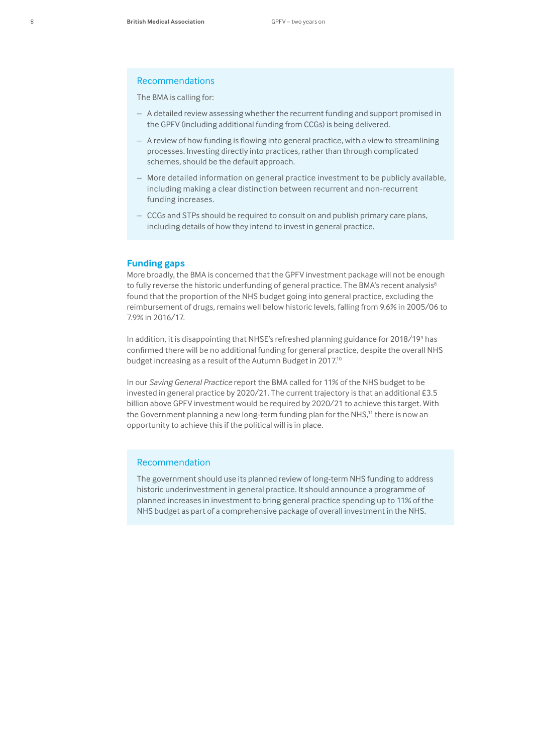### Recommendations

The BMA is calling for:

- A detailed review assessing whether the recurrent funding and support promised in the GPFV (including additional funding from CCGs) is being delivered.
- A review of how funding is flowing into general practice, with a view to streamlining processes. Investing directly into practices, rather than through complicated schemes, should be the default approach.
- More detailed information on general practice investment to be publicly available, including making a clear distinction between recurrent and non-recurrent funding increases.
- CCGs and STPs should be required to consult on and publish primary care plans, including details of how they intend to invest in general practice.

## Funding gaps

More broadly, the BMA is concerned that the GPFV investment package will not be enough to fully reverse the historic underfunding of general practice. The BMA's recent analysis[8] found that the proportion of the NHS budget going into general practice, excluding the reimbursement of drugs, remains well below historic levels, falling from 9.6% in 2005/06 to 7.9% in 2016/17.

In addition, it is disappointing that NHSE's refreshed planning guidance for 2018/19[9] has confirmed there will be no additional funding for general practice, despite the overall NHS budget increasing as a result of the Autumn Budget in 2017.[10]

In our *Saving General Practice* report the BMA called for 11% of the NHS budget to be invested in general practice by 2020/21. The current trajectory is that an additional £3.5 billion above GPFV investment would be required by 2020/21 to achieve this target. With the Government planning a new long-term funding plan for the NHS,[11] there is now an opportunity to achieve this if the political will is in place.

### Recommendation

The government should use its planned review of long-term NHS funding to address historic underinvestment in general practice. It should announce a programme of planned increases in investment to bring general practice spending up to 11% of the NHS budget as part of a comprehensive package of overall investment in the NHS.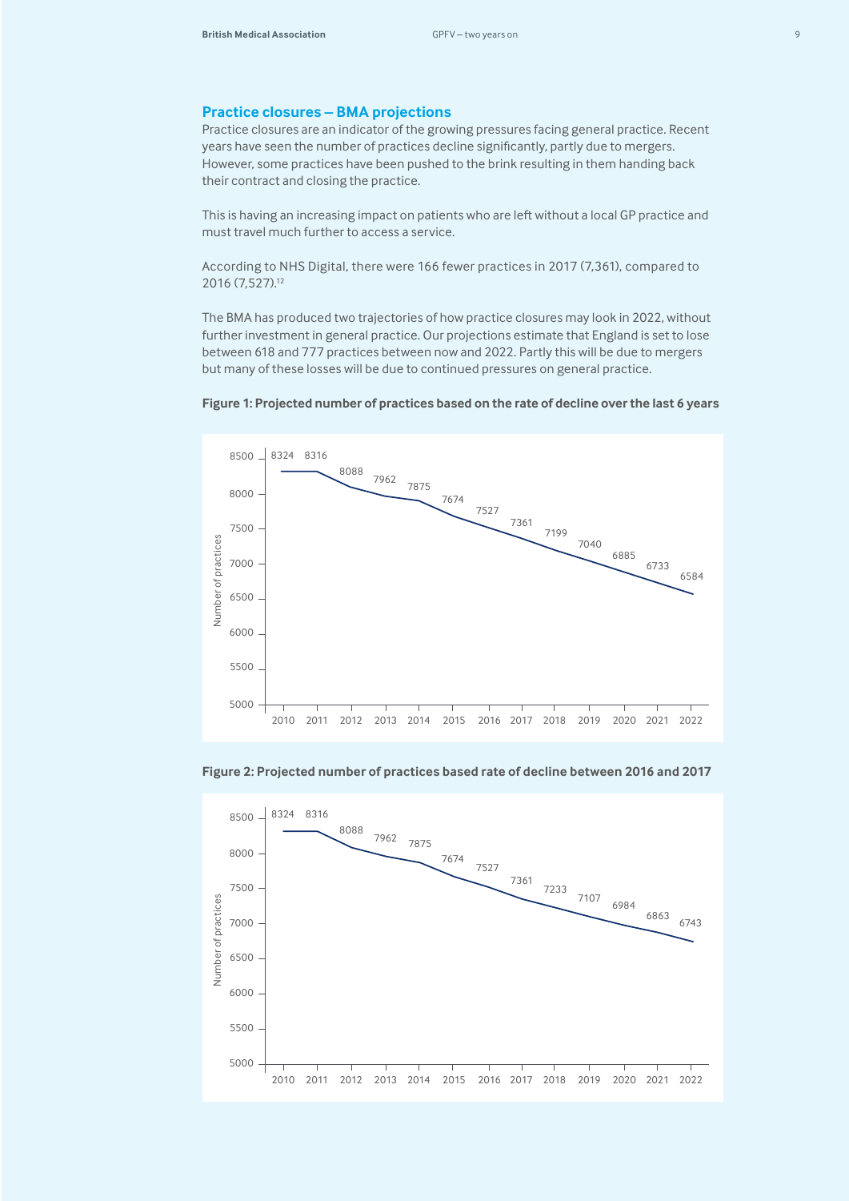## Practice closures – BMA projections

Practice closures are an indicator of the growing pressures facing general practice. Recent years have seen the number of practices decline significantly, partly due to mergers. However, some practices have been pushed to the brink resulting in them handing back their contract and closing the practice.

This is having an increasing impact on patients who are left without a local GP practice and must travel much further to access a service.

According to NHS Digital, there were 166 fewer practices in 2017 (7,361), compared to 2016 (7,527).[12]

The BMA has produced two trajectories of how practice closures may look in 2022, without further investment in general practice. Our projections estimate that England is set to lose between 618 and 777 practices between now and 2022. Partly this will be due to mergers but many of these losses will be due to continued pressures on general practice.

**Figure 1: Projected number of practices based on the rate of decline over the last 6 years**

| Year | Number of practices |
|---|---|
| 2010 | 8324 |
| 2011 | 8316 |
| 2012 | 8088 |
| 2013 | 7962 |
| 2014 | 7875 |
| 2015 | 7674 |
| 2016 | 7527 |
| 2017 | 7361 |
| 2018 | 7199 |
| 2019 | 7040 |
| 2020 | 6885 |
| 2021 | 6733 |
| 2022 | 6584 |

**Figure 2: Projected number of practices based rate of decline between 2016 and 2017**

| Year | Number of practices |
|---|---|
| 2010 | 8324 |
| 2011 | 8316 |
| 2012 | 8088 |
| 2013 | 7962 |
| 2014 | 7875 |
| 2015 | 7674 |
| 2016 | 7527 |
| 2017 | 7361 |
| 2018 | 7233 |
| 2019 | 7107 |
| 2020 | 6984 |
| 2021 | 6863 |
| 2022 | 6743 |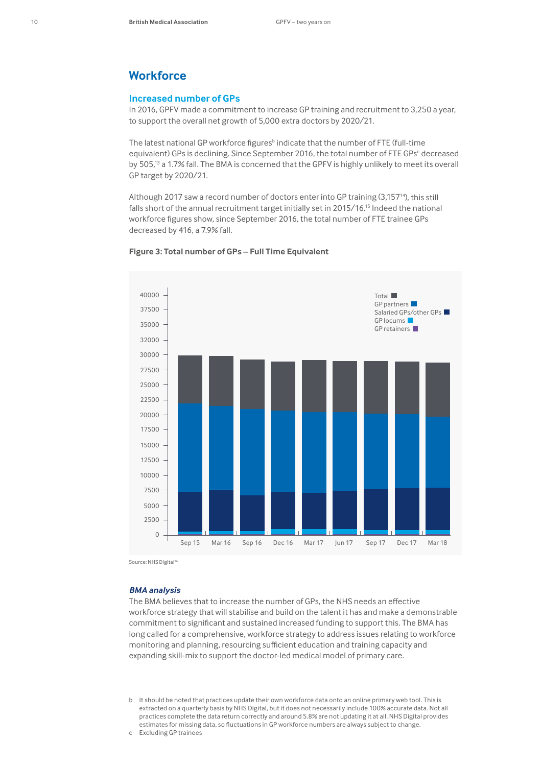## Workforce

### Increased number of GPs

In 2016, GPFV made a commitment to increase GP training and recruitment to 3,250 a year, to support the overall net growth of 5,000 extra doctors by 2020/21.

The latest national GP workforce figures[b] indicate that the number of FTE (full-time equivalent) GPs is declining. Since September 2016, the total number of FTE GPs[c] decreased by 505,[13] a 1.7% fall. The BMA is concerned that the GPFV is highly unlikely to meet its overall GP target by 2020/21.

Although 2017 saw a record number of doctors enter into GP training (3,157[14]), this still falls short of the annual recruitment target initially set in 2015/16.[15] Indeed the national workforce figures show, since September 2016, the total number of FTE trainee GPs decreased by 416, a 7.9% fall.

**Figure 3: Total number of GPs – Full Time Equivalent**

Source: NHS Digital[16]

#### *BMA analysis*

The BMA believes that to increase the number of GPs, the NHS needs an effective workforce strategy that will stabilise and build on the talent it has and make a demonstrable commitment to significant and sustained increased funding to support this. The BMA has long called for a comprehensive, workforce strategy to address issues relating to workforce monitoring and planning, resourcing sufficient education and training capacity and expanding skill-mix to support the doctor-led medical model of primary care.

b It should be noted that practices update their own workforce data onto an online primary web tool. This is extracted on a quarterly basis by NHS Digital, but it does not necessarily include 100% accurate data. Not all practices complete the data return correctly and around 5.8% are not updating it at all. NHS Digital provides estimates for missing data, so fluctuations in GP workforce numbers are always subject to change.

c Excluding GP trainees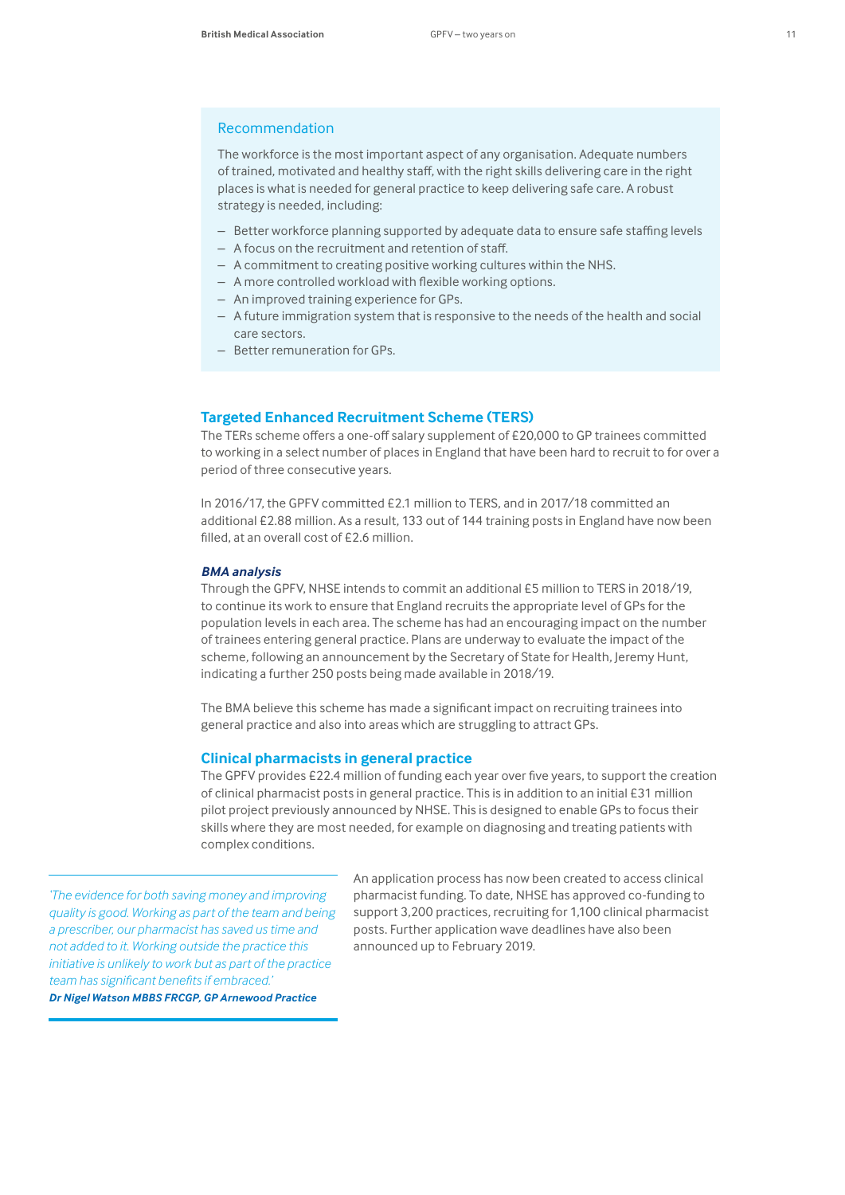### Recommendation

The workforce is the most important aspect of any organisation. Adequate numbers of trained, motivated and healthy staff, with the right skills delivering care in the right places is what is needed for general practice to keep delivering safe care. A robust strategy is needed, including:

- Better workforce planning supported by adequate data to ensure safe staffing levels
- A focus on the recruitment and retention of staff.
- A commitment to creating positive working cultures within the NHS.
- A more controlled workload with flexible working options.
- An improved training experience for GPs.
- A future immigration system that is responsive to the needs of the health and social care sectors.
- Better remuneration for GPs.

## Targeted Enhanced Recruitment Scheme (TERS)

The TERs scheme offers a one-off salary supplement of £20,000 to GP trainees committed to working in a select number of places in England that have been hard to recruit to for over a period of three consecutive years.

In 2016/17, the GPFV committed £2.1 million to TERS, and in 2017/18 committed an additional £2.88 million. As a result, 133 out of 144 training posts in England have now been filled, at an overall cost of £2.6 million.

### *BMA analysis*

Through the GPFV, NHSE intends to commit an additional £5 million to TERS in 2018/19, to continue its work to ensure that England recruits the appropriate level of GPs for the population levels in each area. The scheme has had an encouraging impact on the number of trainees entering general practice. Plans are underway to evaluate the impact of the scheme, following an announcement by the Secretary of State for Health, Jeremy Hunt, indicating a further 250 posts being made available in 2018/19.

The BMA believe this scheme has made a significant impact on recruiting trainees into general practice and also into areas which are struggling to attract GPs.

## Clinical pharmacists in general practice

The GPFV provides £22.4 million of funding each year over five years, to support the creation of clinical pharmacist posts in general practice. This is in addition to an initial £31 million pilot project previously announced by NHSE. This is designed to enable GPs to focus their skills where they are most needed, for example on diagnosing and treating patients with complex conditions.

An application process has now been created to access clinical pharmacist funding. To date, NHSE has approved co-funding to support 3,200 practices, recruiting for 1,100 clinical pharmacist posts. Further application wave deadlines have also been announced up to February 2019.

> *'The evidence for both saving money and improving quality is good. Working as part of the team and being a prescriber, our pharmacist has saved us time and not added to it. Working outside the practice this initiative is unlikely to work but as part of the practice team has significant benefits if embraced.'*
>
> ***Dr Nigel Watson MBBS FRCGP, GP Arnewood Practice***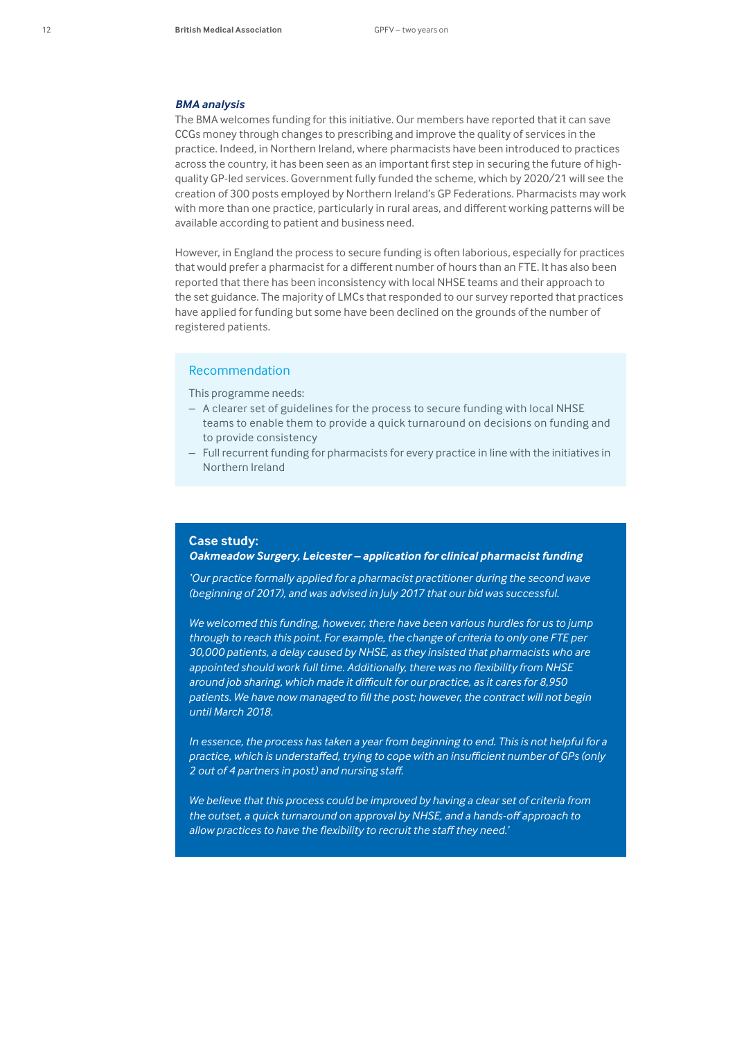***BMA analysis***

The BMA welcomes funding for this initiative. Our members have reported that it can save CCGs money through changes to prescribing and improve the quality of services in the practice. Indeed, in Northern Ireland, where pharmacists have been introduced to practices across the country, it has been seen as an important first step in securing the future of high-quality GP-led services. Government fully funded the scheme, which by 2020/21 will see the creation of 300 posts employed by Northern Ireland's GP Federations. Pharmacists may work with more than one practice, particularly in rural areas, and different working patterns will be available according to patient and business need.

However, in England the process to secure funding is often laborious, especially for practices that would prefer a pharmacist for a different number of hours than an FTE. It has also been reported that there has been inconsistency with local NHSE teams and their approach to the set guidance. The majority of LMCs that responded to our survey reported that practices have applied for funding but some have been declined on the grounds of the number of registered patients.

### Recommendation

This programme needs:

- A clearer set of guidelines for the process to secure funding with local NHSE teams to enable them to provide a quick turnaround on decisions on funding and to provide consistency
- Full recurrent funding for pharmacists for every practice in line with the initiatives in Northern Ireland

### Case study:

***Oakmeadow Surgery, Leicester – application for clinical pharmacist funding***

*'Our practice formally applied for a pharmacist practitioner during the second wave (beginning of 2017), and was advised in July 2017 that our bid was successful.*

*We welcomed this funding, however, there have been various hurdles for us to jump through to reach this point. For example, the change of criteria to only one FTE per 30,000 patients, a delay caused by NHSE, as they insisted that pharmacists who are appointed should work full time. Additionally, there was no flexibility from NHSE around job sharing, which made it difficult for our practice, as it cares for 8,950 patients. We have now managed to fill the post; however, the contract will not begin until March 2018.*

*In essence, the process has taken a year from beginning to end. This is not helpful for a practice, which is understaffed, trying to cope with an insufficient number of GPs (only 2 out of 4 partners in post) and nursing staff.*

*We believe that this process could be improved by having a clear set of criteria from the outset, a quick turnaround on approval by NHSE, and a hands-off approach to allow practices to have the flexibility to recruit the staff they need.'*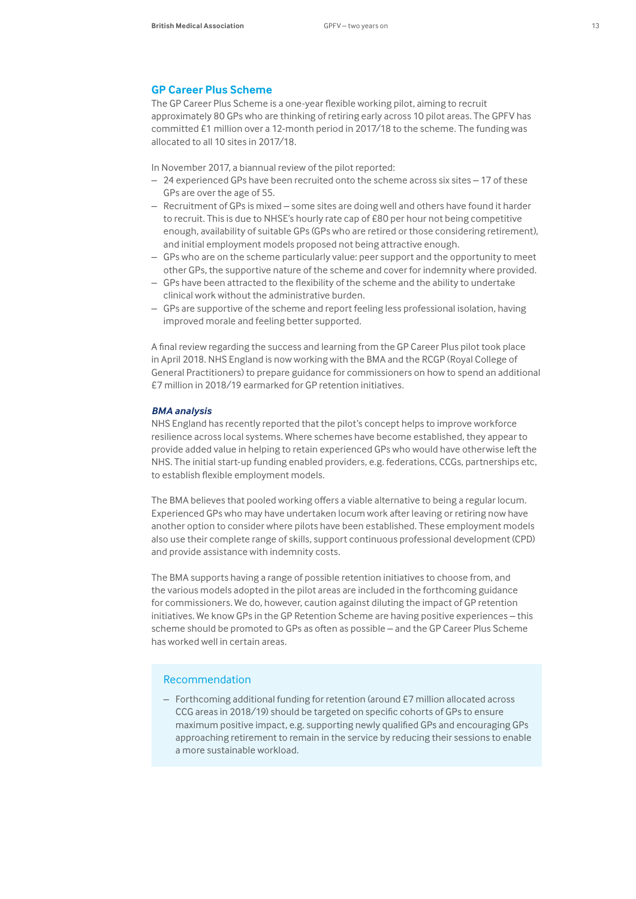## GP Career Plus Scheme

The GP Career Plus Scheme is a one-year flexible working pilot, aiming to recruit approximately 80 GPs who are thinking of retiring early across 10 pilot areas. The GPFV has committed £1 million over a 12-month period in 2017/18 to the scheme. The funding was allocated to all 10 sites in 2017/18.

In November 2017, a biannual review of the pilot reported:

- 24 experienced GPs have been recruited onto the scheme across six sites – 17 of these GPs are over the age of 55.
- Recruitment of GPs is mixed – some sites are doing well and others have found it harder to recruit. This is due to NHSE's hourly rate cap of £80 per hour not being competitive enough, availability of suitable GPs (GPs who are retired or those considering retirement), and initial employment models proposed not being attractive enough.
- GPs who are on the scheme particularly value: peer support and the opportunity to meet other GPs, the supportive nature of the scheme and cover for indemnity where provided.
- GPs have been attracted to the flexibility of the scheme and the ability to undertake clinical work without the administrative burden.
- GPs are supportive of the scheme and report feeling less professional isolation, having improved morale and feeling better supported.

A final review regarding the success and learning from the GP Career Plus pilot took place in April 2018. NHS England is now working with the BMA and the RCGP (Royal College of General Practitioners) to prepare guidance for commissioners on how to spend an additional £7 million in 2018/19 earmarked for GP retention initiatives.

### *BMA analysis*

NHS England has recently reported that the pilot's concept helps to improve workforce resilience across local systems. Where schemes have become established, they appear to provide added value in helping to retain experienced GPs who would have otherwise left the NHS. The initial start-up funding enabled providers, e.g. federations, CCGs, partnerships etc, to establish flexible employment models.

The BMA believes that pooled working offers a viable alternative to being a regular locum. Experienced GPs who may have undertaken locum work after leaving or retiring now have another option to consider where pilots have been established. These employment models also use their complete range of skills, support continuous professional development (CPD) and provide assistance with indemnity costs.

The BMA supports having a range of possible retention initiatives to choose from, and the various models adopted in the pilot areas are included in the forthcoming guidance for commissioners. We do, however, caution against diluting the impact of GP retention initiatives. We know GPs in the GP Retention Scheme are having positive experiences – this scheme should be promoted to GPs as often as possible – and the GP Career Plus Scheme has worked well in certain areas.

### Recommendation

- Forthcoming additional funding for retention (around £7 million allocated across CCG areas in 2018/19) should be targeted on specific cohorts of GPs to ensure maximum positive impact, e.g. supporting newly qualified GPs and encouraging GPs approaching retirement to remain in the service by reducing their sessions to enable a more sustainable workload.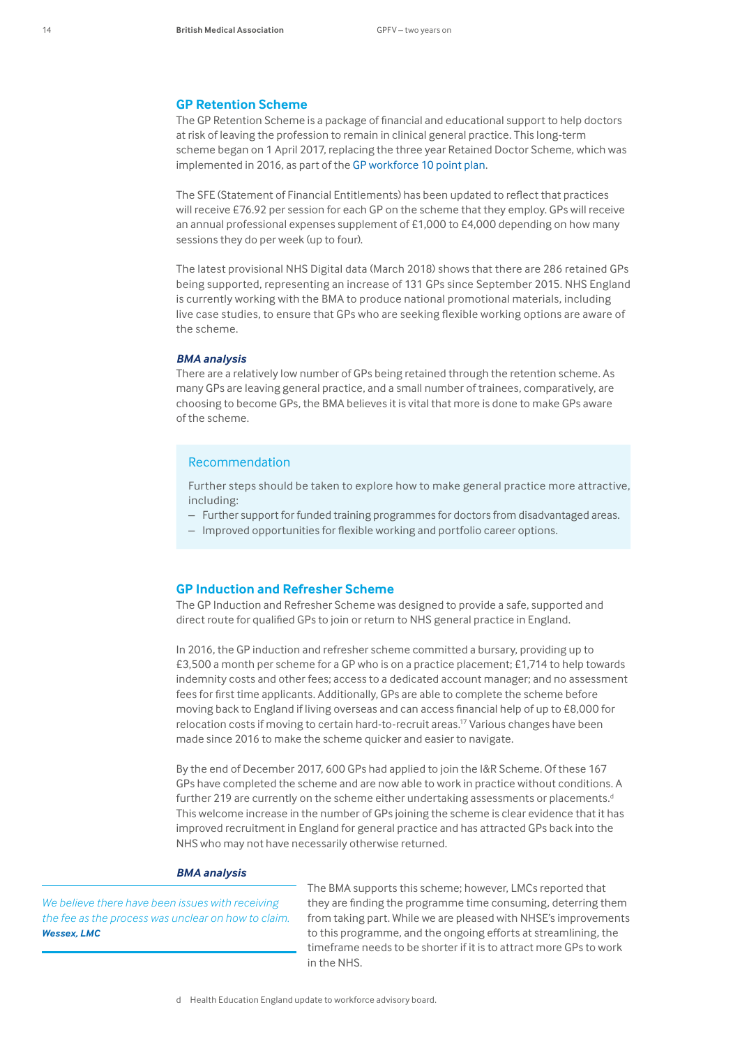## GP Retention Scheme

The GP Retention Scheme is a package of financial and educational support to help doctors at risk of leaving the profession to remain in clinical general practice. This long-term scheme began on 1 April 2017, replacing the three year Retained Doctor Scheme, which was implemented in 2016, as part of the GP workforce 10 point plan.

The SFE (Statement of Financial Entitlements) has been updated to reflect that practices will receive £76.92 per session for each GP on the scheme that they employ. GPs will receive an annual professional expenses supplement of £1,000 to £4,000 depending on how many sessions they do per week (up to four).

The latest provisional NHS Digital data (March 2018) shows that there are 286 retained GPs being supported, representing an increase of 131 GPs since September 2015. NHS England is currently working with the BMA to produce national promotional materials, including live case studies, to ensure that GPs who are seeking flexible working options are aware of the scheme.

***BMA analysis***

There are a relatively low number of GPs being retained through the retention scheme. As many GPs are leaving general practice, and a small number of trainees, comparatively, are choosing to become GPs, the BMA believes it is vital that more is done to make GPs aware of the scheme.

> **Recommendation**
>
> Further steps should be taken to explore how to make general practice more attractive, including:
> - Further support for funded training programmes for doctors from disadvantaged areas.
> - Improved opportunities for flexible working and portfolio career options.

## GP Induction and Refresher Scheme

The GP Induction and Refresher Scheme was designed to provide a safe, supported and direct route for qualified GPs to join or return to NHS general practice in England.

In 2016, the GP induction and refresher scheme committed a bursary, providing up to £3,500 a month per scheme for a GP who is on a practice placement; £1,714 to help towards indemnity costs and other fees; access to a dedicated account manager; and no assessment fees for first time applicants. Additionally, GPs are able to complete the scheme before moving back to England if living overseas and can access financial help of up to £8,000 for relocation costs if moving to certain hard-to-recruit areas.[17] Various changes have been made since 2016 to make the scheme quicker and easier to navigate.

By the end of December 2017, 600 GPs had applied to join the I&R Scheme. Of these 167 GPs have completed the scheme and are now able to work in practice without conditions. A further 219 are currently on the scheme either undertaking assessments or placements.[d] This welcome increase in the number of GPs joining the scheme is clear evidence that it has improved recruitment in England for general practice and has attracted GPs back into the NHS who may not have necessarily otherwise returned.

***BMA analysis***

> *We believe there have been issues with receiving the fee as the process was unclear on how to claim.*
> ***Wessex, LMC***

The BMA supports this scheme; however, LMCs reported that they are finding the programme time consuming, deterring them from taking part. While we are pleased with NHSE's improvements to this programme, and the ongoing efforts at streamlining, the timeframe needs to be shorter if it is to attract more GPs to work in the NHS.

d Health Education England update to workforce advisory board.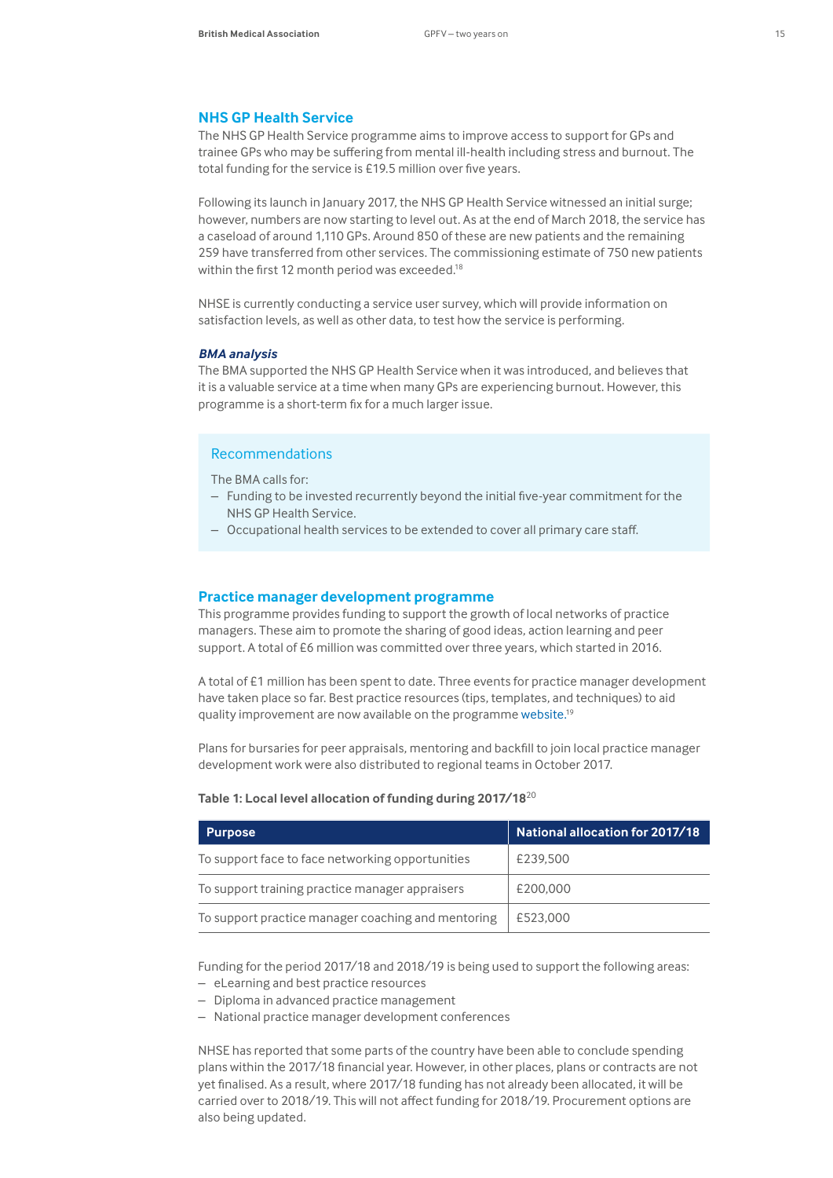## NHS GP Health Service

The NHS GP Health Service programme aims to improve access to support for GPs and trainee GPs who may be suffering from mental ill-health including stress and burnout. The total funding for the service is £19.5 million over five years.

Following its launch in January 2017, the NHS GP Health Service witnessed an initial surge; however, numbers are now starting to level out. As at the end of March 2018, the service has a caseload of around 1,110 GPs. Around 850 of these are new patients and the remaining 259 have transferred from other services. The commissioning estimate of 750 new patients within the first 12 month period was exceeded.[18]

NHSE is currently conducting a service user survey, which will provide information on satisfaction levels, as well as other data, to test how the service is performing.

### *BMA analysis*

The BMA supported the NHS GP Health Service when it was introduced, and believes that it is a valuable service at a time when many GPs are experiencing burnout. However, this programme is a short-term fix for a much larger issue.

> **Recommendations**
>
> The BMA calls for:
> - Funding to be invested recurrently beyond the initial five-year commitment for the NHS GP Health Service.
> - Occupational health services to be extended to cover all primary care staff.

## Practice manager development programme

This programme provides funding to support the growth of local networks of practice managers. These aim to promote the sharing of good ideas, action learning and peer support. A total of £6 million was committed over three years, which started in 2016.

A total of £1 million has been spent to date. Three events for practice manager development have taken place so far. Best practice resources (tips, templates, and techniques) to aid quality improvement are now available on the programme website.[19]

Plans for bursaries for peer appraisals, mentoring and backfill to join local practice manager development work were also distributed to regional teams in October 2017.

**Table 1: Local level allocation of funding during 2017/18**[20]

| Purpose | National allocation for 2017/18 |
|---|---|
| To support face to face networking opportunities | £239,500 |
| To support training practice manager appraisers | £200,000 |
| To support practice manager coaching and mentoring | £523,000 |

Funding for the period 2017/18 and 2018/19 is being used to support the following areas:
- eLearning and best practice resources
- Diploma in advanced practice management
- National practice manager development conferences

NHSE has reported that some parts of the country have been able to conclude spending plans within the 2017/18 financial year. However, in other places, plans or contracts are not yet finalised. As a result, where 2017/18 funding has not already been allocated, it will be carried over to 2018/19. This will not affect funding for 2018/19. Procurement options are also being updated.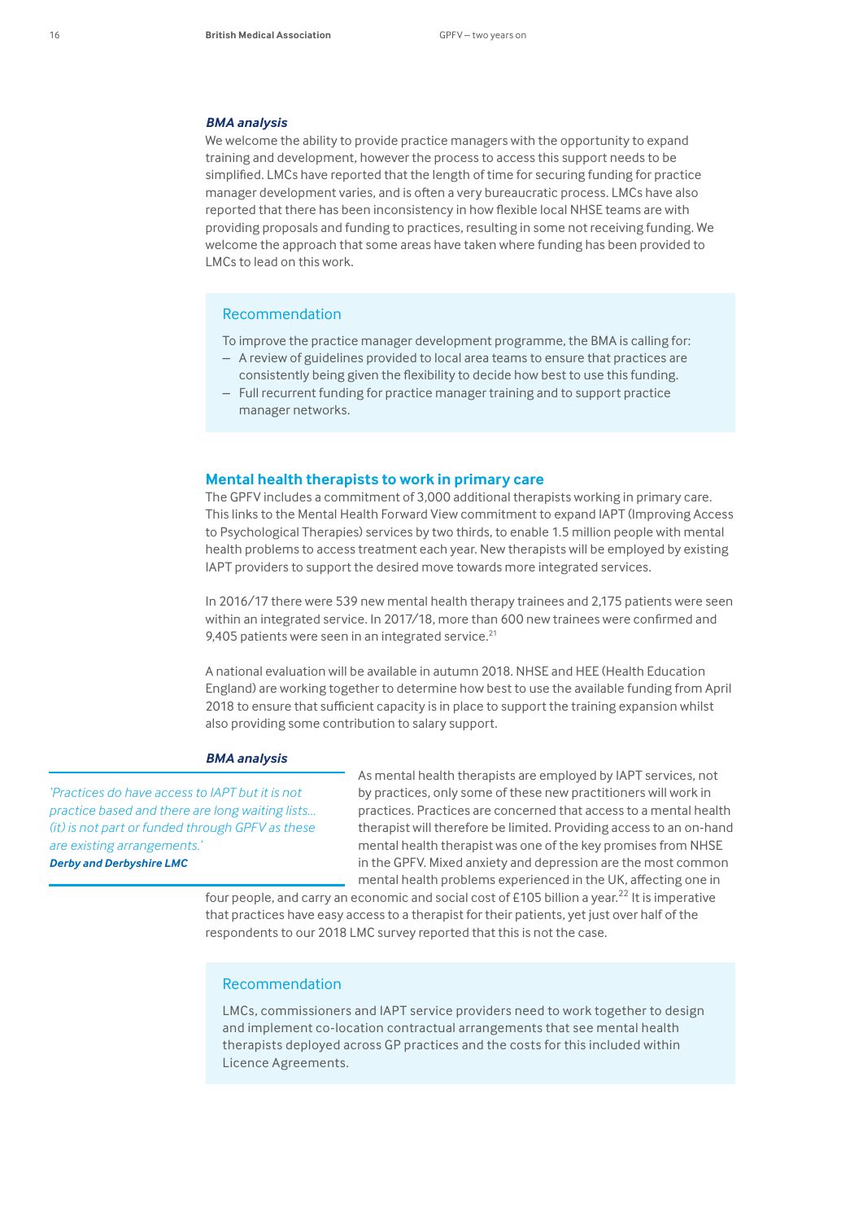***BMA analysis***

We welcome the ability to provide practice managers with the opportunity to expand training and development, however the process to access this support needs to be simplified. LMCs have reported that the length of time for securing funding for practice manager development varies, and is often a very bureaucratic process. LMCs have also reported that there has been inconsistency in how flexible local NHSE teams are with providing proposals and funding to practices, resulting in some not receiving funding. We welcome the approach that some areas have taken where funding has been provided to LMCs to lead on this work.

> ### Recommendation
>
> To improve the practice manager development programme, the BMA is calling for:
> - A review of guidelines provided to local area teams to ensure that practices are consistently being given the flexibility to decide how best to use this funding.
> - Full recurrent funding for practice manager training and to support practice manager networks.

## Mental health therapists to work in primary care

The GPFV includes a commitment of 3,000 additional therapists working in primary care. This links to the Mental Health Forward View commitment to expand IAPT (Improving Access to Psychological Therapies) services by two thirds, to enable 1.5 million people with mental health problems to access treatment each year. New therapists will be employed by existing IAPT providers to support the desired move towards more integrated services.

In 2016/17 there were 539 new mental health therapy trainees and 2,175 patients were seen within an integrated service. In 2017/18, more than 600 new trainees were confirmed and 9,405 patients were seen in an integrated service.[21]

A national evaluation will be available in autumn 2018. NHSE and HEE (Health Education England) are working together to determine how best to use the available funding from April 2018 to ensure that sufficient capacity is in place to support the training expansion whilst also providing some contribution to salary support.

***BMA analysis***

As mental health therapists are employed by IAPT services, not by practices, only some of these new practitioners will work in practices. Practices are concerned that access to a mental health therapist will therefore be limited. Providing access to an on-hand mental health therapist was one of the key promises from NHSE in the GPFV. Mixed anxiety and depression are the most common mental health problems experienced in the UK, affecting one in four people, and carry an economic and social cost of £105 billion a year.[22] It is imperative that practices have easy access to a therapist for their patients, yet just over half of the respondents to our 2018 LMC survey reported that this is not the case.

> *'Practices do have access to IAPT but it is not practice based and there are long waiting lists… (it) is not part or funded through GPFV as these are existing arrangements.'*
> ***Derby and Derbyshire LMC***

> ### Recommendation
>
> LMCs, commissioners and IAPT service providers need to work together to design and implement co-location contractual arrangements that see mental health therapists deployed across GP practices and the costs for this included within Licence Agreements.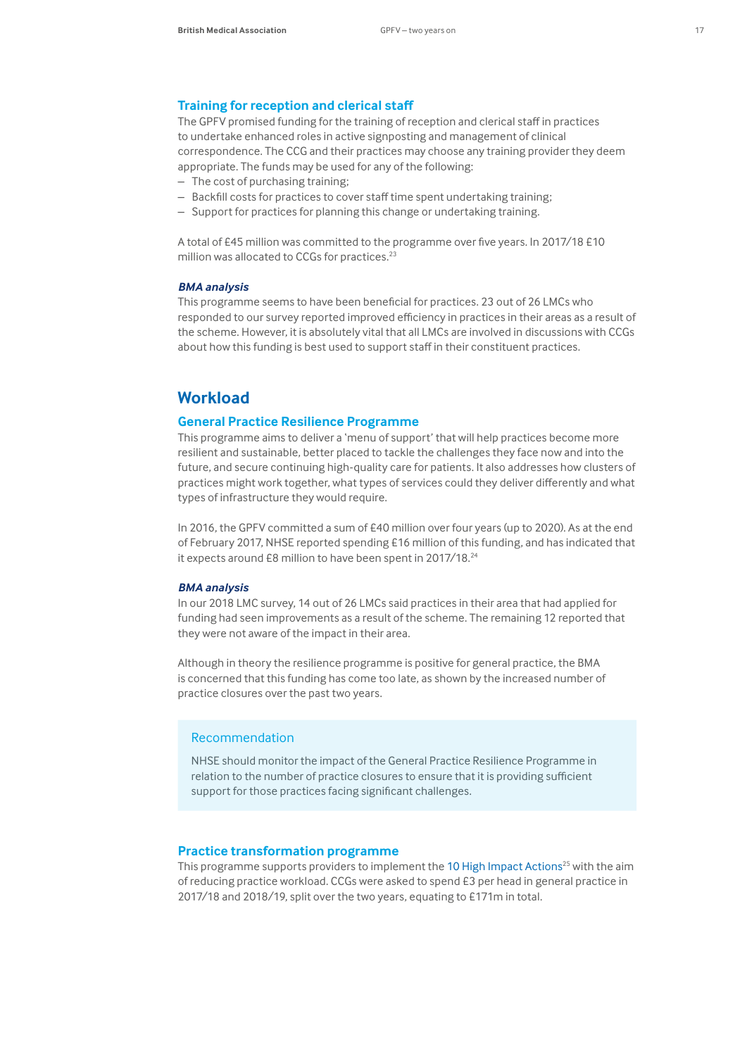### Training for reception and clerical staff

The GPFV promised funding for the training of reception and clerical staff in practices to undertake enhanced roles in active signposting and management of clinical correspondence. The CCG and their practices may choose any training provider they deem appropriate. The funds may be used for any of the following:

- The cost of purchasing training;
- Backfill costs for practices to cover staff time spent undertaking training;
- Support for practices for planning this change or undertaking training.

A total of £45 million was committed to the programme over five years. In 2017/18 £10 million was allocated to CCGs for practices.[23]

#### *BMA analysis*

This programme seems to have been beneficial for practices. 23 out of 26 LMCs who responded to our survey reported improved efficiency in practices in their areas as a result of the scheme. However, it is absolutely vital that all LMCs are involved in discussions with CCGs about how this funding is best used to support staff in their constituent practices.

## Workload

### General Practice Resilience Programme

This programme aims to deliver a 'menu of support' that will help practices become more resilient and sustainable, better placed to tackle the challenges they face now and into the future, and secure continuing high-quality care for patients. It also addresses how clusters of practices might work together, what types of services could they deliver differently and what types of infrastructure they would require.

In 2016, the GPFV committed a sum of £40 million over four years (up to 2020). As at the end of February 2017, NHSE reported spending £16 million of this funding, and has indicated that it expects around £8 million to have been spent in 2017/18.[24]

#### *BMA analysis*

In our 2018 LMC survey, 14 out of 26 LMCs said practices in their area that had applied for funding had seen improvements as a result of the scheme. The remaining 12 reported that they were not aware of the impact in their area.

Although in theory the resilience programme is positive for general practice, the BMA is concerned that this funding has come too late, as shown by the increased number of practice closures over the past two years.

> Recommendation
>
> NHSE should monitor the impact of the General Practice Resilience Programme in relation to the number of practice closures to ensure that it is providing sufficient support for those practices facing significant challenges.

### Practice transformation programme

This programme supports providers to implement the 10 High Impact Actions[25] with the aim of reducing practice workload. CCGs were asked to spend £3 per head in general practice in 2017/18 and 2018/19, split over the two years, equating to £171m in total.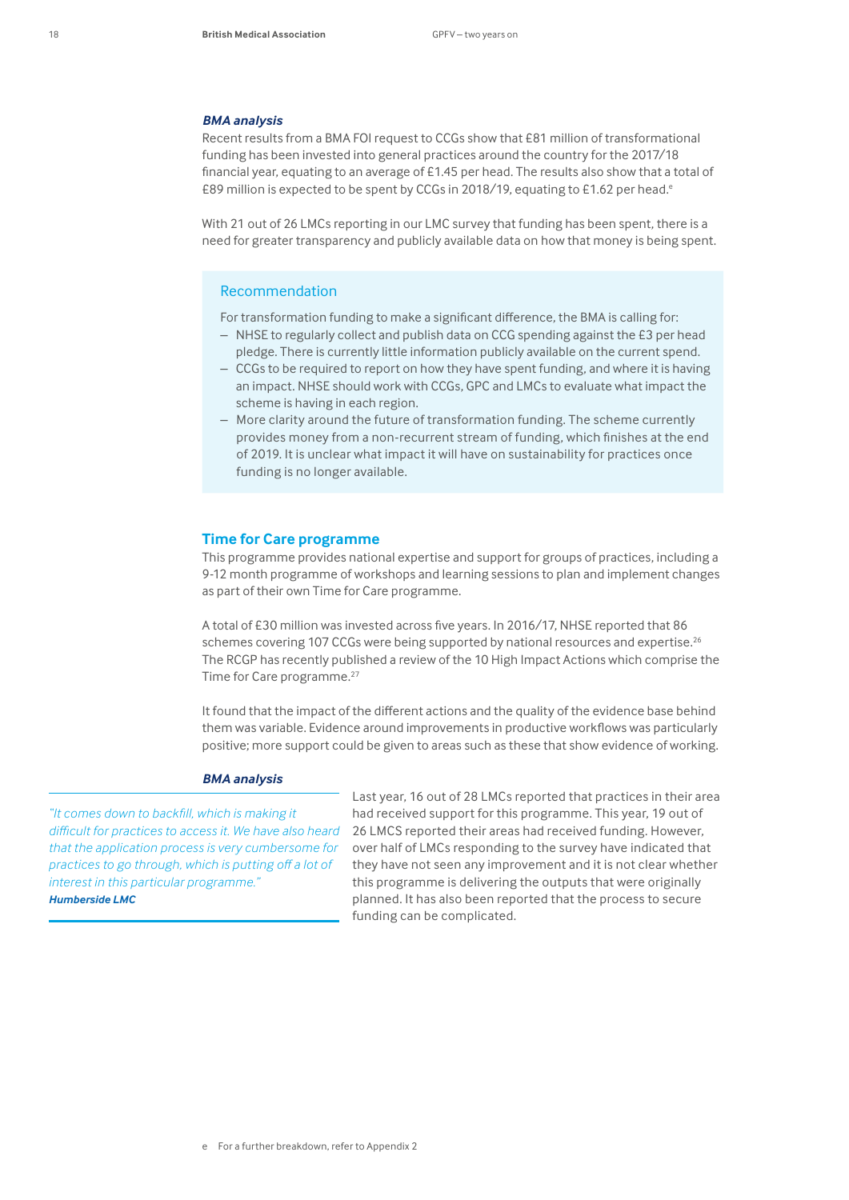***BMA analysis***

Recent results from a BMA FOI request to CCGs show that £81 million of transformational funding has been invested into general practices around the country for the 2017/18 financial year, equating to an average of £1.45 per head. The results also show that a total of £89 million is expected to be spent by CCGs in 2018/19, equating to £1.62 per head.[e]

With 21 out of 26 LMCs reporting in our LMC survey that funding has been spent, there is a need for greater transparency and publicly available data on how that money is being spent.

### Recommendation

For transformation funding to make a significant difference, the BMA is calling for:

- NHSE to regularly collect and publish data on CCG spending against the £3 per head pledge. There is currently little information publicly available on the current spend.
- CCGs to be required to report on how they have spent funding, and where it is having an impact. NHSE should work with CCGs, GPC and LMCs to evaluate what impact the scheme is having in each region.
- More clarity around the future of transformation funding. The scheme currently provides money from a non-recurrent stream of funding, which finishes at the end of 2019. It is unclear what impact it will have on sustainability for practices once funding is no longer available.

## Time for Care programme

This programme provides national expertise and support for groups of practices, including a 9-12 month programme of workshops and learning sessions to plan and implement changes as part of their own Time for Care programme.

A total of £30 million was invested across five years. In 2016/17, NHSE reported that 86 schemes covering 107 CCGs were being supported by national resources and expertise.[26] The RCGP has recently published a review of the 10 High Impact Actions which comprise the Time for Care programme.[27]

It found that the impact of the different actions and the quality of the evidence base behind them was variable. Evidence around improvements in productive workflows was particularly positive; more support could be given to areas such as these that show evidence of working.

***BMA analysis***

*"It comes down to backfill, which is making it difficult for practices to access it. We have also heard that the application process is very cumbersome for practices to go through, which is putting off a lot of interest in this particular programme."*
***Humberside LMC***

Last year, 16 out of 28 LMCs reported that practices in their area had received support for this programme. This year, 19 out of 26 LMCS reported their areas had received funding. However, over half of LMCs responding to the survey have indicated that they have not seen any improvement and it is not clear whether this programme is delivering the outputs that were originally planned. It has also been reported that the process to secure funding can be complicated.

e For a further breakdown, refer to Appendix 2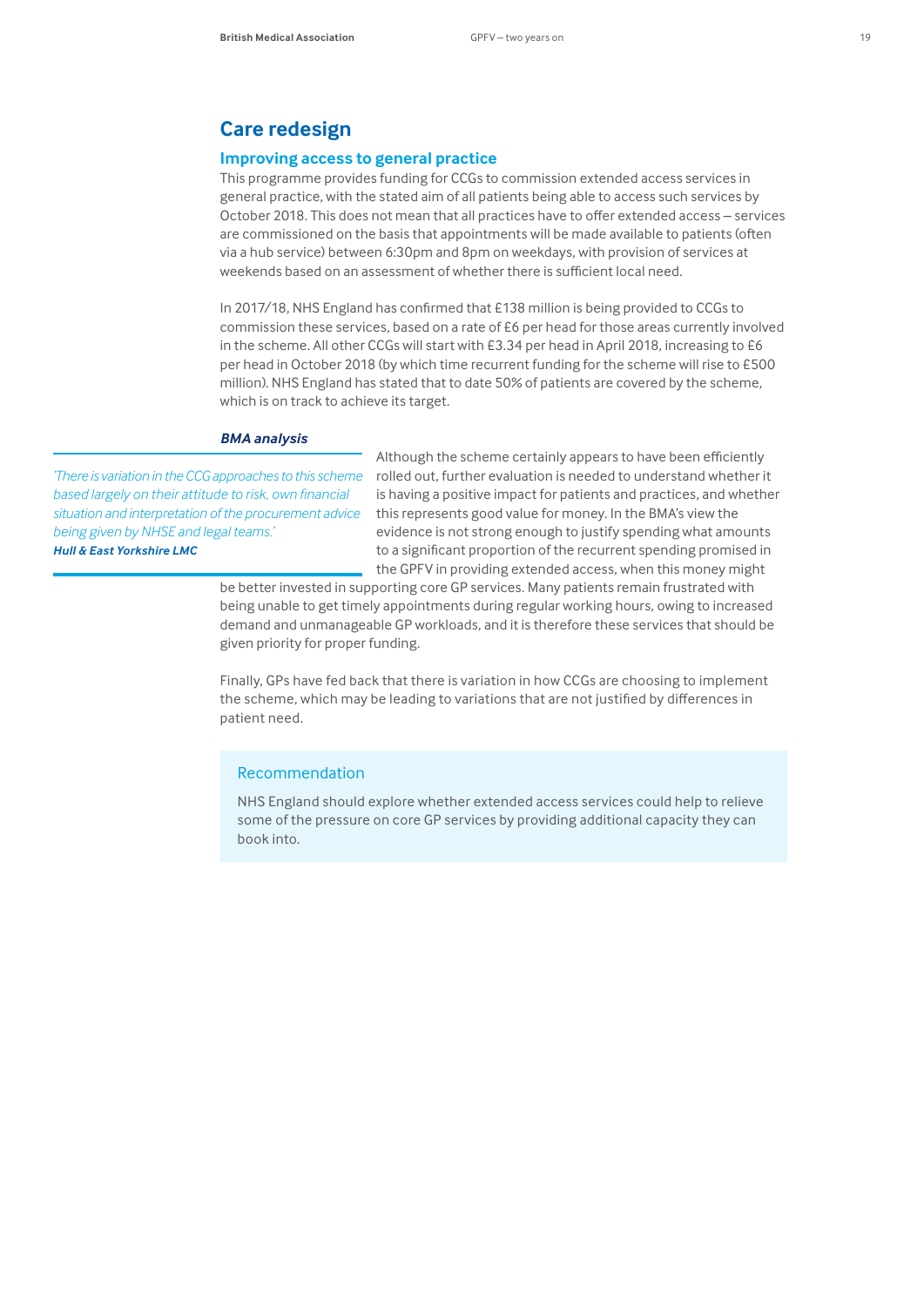## Care redesign

### Improving access to general practice

This programme provides funding for CCGs to commission extended access services in general practice, with the stated aim of all patients being able to access such services by October 2018. This does not mean that all practices have to offer extended access – services are commissioned on the basis that appointments will be made available to patients (often via a hub service) between 6:30pm and 8pm on weekdays, with provision of services at weekends based on an assessment of whether there is sufficient local need.

In 2017/18, NHS England has confirmed that £138 million is being provided to CCGs to commission these services, based on a rate of £6 per head for those areas currently involved in the scheme. All other CCGs will start with £3.34 per head in April 2018, increasing to £6 per head in October 2018 (by which time recurrent funding for the scheme will rise to £500 million). NHS England has stated that to date 50% of patients are covered by the scheme, which is on track to achieve its target.

#### *BMA analysis*

> *'There is variation in the CCG approaches to this scheme based largely on their attitude to risk, own financial situation and interpretation of the procurement advice being given by NHSE and legal teams.'*
> ***Hull & East Yorkshire LMC***

Although the scheme certainly appears to have been efficiently rolled out, further evaluation is needed to understand whether it is having a positive impact for patients and practices, and whether this represents good value for money. In the BMA's view the evidence is not strong enough to justify spending what amounts to a significant proportion of the recurrent spending promised in the GPFV in providing extended access, when this money might be better invested in supporting core GP services. Many patients remain frustrated with being unable to get timely appointments during regular working hours, owing to increased demand and unmanageable GP workloads, and it is therefore these services that should be given priority for proper funding.

Finally, GPs have fed back that there is variation in how CCGs are choosing to implement the scheme, which may be leading to variations that are not justified by differences in patient need.

> **Recommendation**
>
> NHS England should explore whether extended access services could help to relieve some of the pressure on core GP services by providing additional capacity they can book into.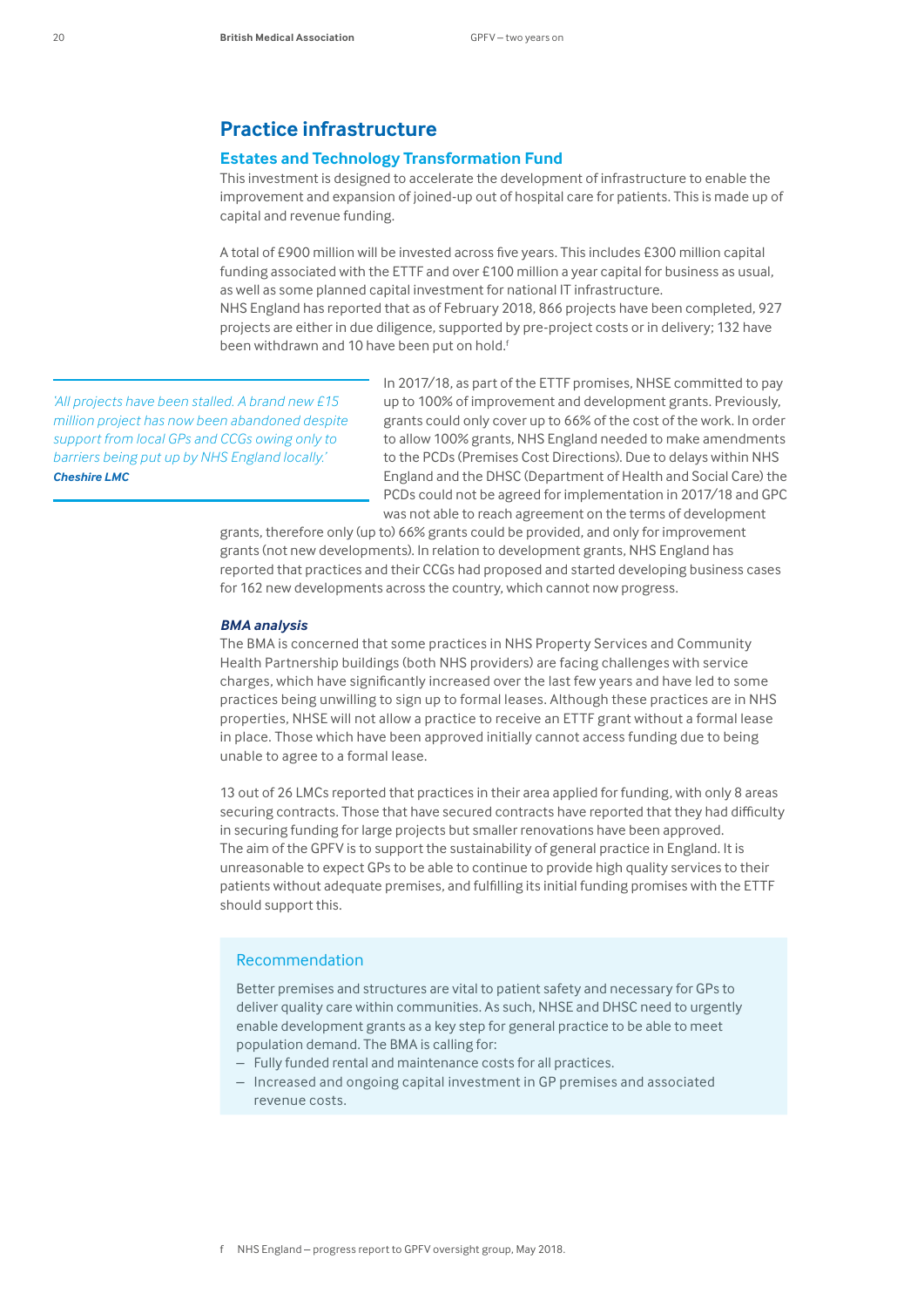# Practice infrastructure

## Estates and Technology Transformation Fund

This investment is designed to accelerate the development of infrastructure to enable the improvement and expansion of joined-up out of hospital care for patients. This is made up of capital and revenue funding.

A total of £900 million will be invested across five years. This includes £300 million capital funding associated with the ETTF and over £100 million a year capital for business as usual, as well as some planned capital investment for national IT infrastructure.
NHS England has reported that as of February 2018, 866 projects have been completed, 927 projects are either in due diligence, supported by pre-project costs or in delivery; 132 have been withdrawn and 10 have been put on hold.[f]

> *'All projects have been stalled. A brand new £15 million project has now been abandoned despite support from local GPs and CCGs owing only to barriers being put up by NHS England locally.'*
> ***Cheshire LMC***

In 2017/18, as part of the ETTF promises, NHSE committed to pay up to 100% of improvement and development grants. Previously, grants could only cover up to 66% of the cost of the work. In order to allow 100% grants, NHS England needed to make amendments to the PCDs (Premises Cost Directions). Due to delays within NHS England and the DHSC (Department of Health and Social Care) the PCDs could not be agreed for implementation in 2017/18 and GPC was not able to reach agreement on the terms of development grants, therefore only (up to) 66% grants could be provided, and only for improvement grants (not new developments). In relation to development grants, NHS England has reported that practices and their CCGs had proposed and started developing business cases for 162 new developments across the country, which cannot now progress.

### *BMA analysis*

The BMA is concerned that some practices in NHS Property Services and Community Health Partnership buildings (both NHS providers) are facing challenges with service charges, which have significantly increased over the last few years and have led to some practices being unwilling to sign up to formal leases. Although these practices are in NHS properties, NHSE will not allow a practice to receive an ETTF grant without a formal lease in place. Those which have been approved initially cannot access funding due to being unable to agree to a formal lease.

13 out of 26 LMCs reported that practices in their area applied for funding, with only 8 areas securing contracts. Those that have secured contracts have reported that they had difficulty in securing funding for large projects but smaller renovations have been approved.
The aim of the GPFV is to support the sustainability of general practice in England. It is unreasonable to expect GPs to be able to continue to provide high quality services to their patients without adequate premises, and fulfilling its initial funding promises with the ETTF should support this.

### Recommendation

Better premises and structures are vital to patient safety and necessary for GPs to deliver quality care within communities. As such, NHSE and DHSC need to urgently enable development grants as a key step for general practice to be able to meet population demand. The BMA is calling for:

- Fully funded rental and maintenance costs for all practices.
- Increased and ongoing capital investment in GP premises and associated revenue costs.

f NHS England – progress report to GPFV oversight group, May 2018.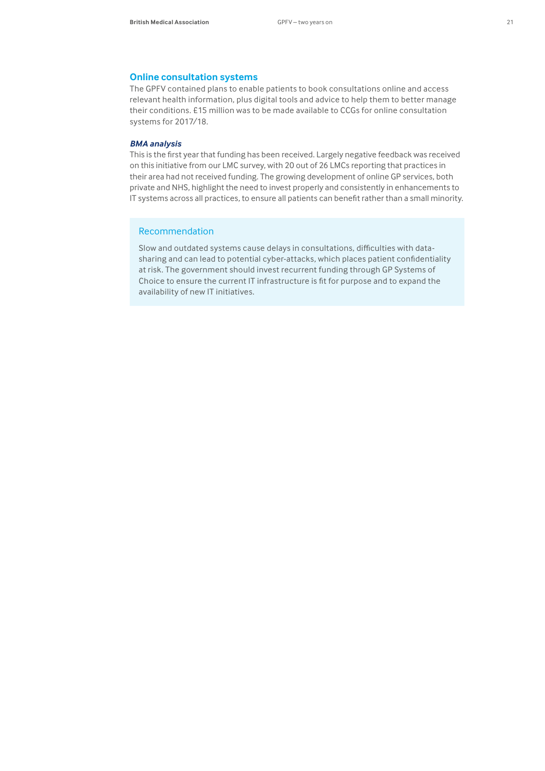## Online consultation systems

The GPFV contained plans to enable patients to book consultations online and access relevant health information, plus digital tools and advice to help them to better manage their conditions. £15 million was to be made available to CCGs for online consultation systems for 2017/18.

### *BMA analysis*

This is the first year that funding has been received. Largely negative feedback was received on this initiative from our LMC survey, with 20 out of 26 LMCs reporting that practices in their area had not received funding. The growing development of online GP services, both private and NHS, highlight the need to invest properly and consistently in enhancements to IT systems across all practices, to ensure all patients can benefit rather than a small minority.

### Recommendation

Slow and outdated systems cause delays in consultations, difficulties with data-sharing and can lead to potential cyber-attacks, which places patient confidentiality at risk. The government should invest recurrent funding through GP Systems of Choice to ensure the current IT infrastructure is fit for purpose and to expand the availability of new IT initiatives.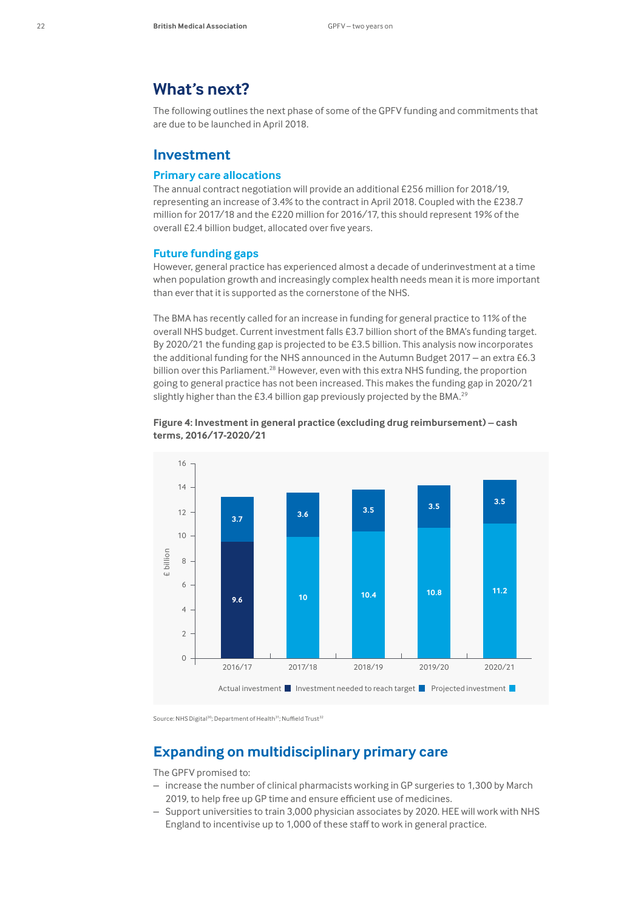# What's next?

The following outlines the next phase of some of the GPFV funding and commitments that are due to be launched in April 2018.

## Investment

### Primary care allocations

The annual contract negotiation will provide an additional £256 million for 2018/19, representing an increase of 3.4% to the contract in April 2018. Coupled with the £238.7 million for 2017/18 and the £220 million for 2016/17, this should represent 19% of the overall £2.4 billion budget, allocated over five years.

### Future funding gaps

However, general practice has experienced almost a decade of underinvestment at a time when population growth and increasingly complex health needs mean it is more important than ever that it is supported as the cornerstone of the NHS.

The BMA has recently called for an increase in funding for general practice to 11% of the overall NHS budget. Current investment falls £3.7 billion short of the BMA's funding target. By 2020/21 the funding gap is projected to be £3.5 billion. This analysis now incorporates the additional funding for the NHS announced in the Autumn Budget 2017 – an extra £6.3 billion over this Parliament.[28] However, even with this extra NHS funding, the proportion going to general practice has not been increased. This makes the funding gap in 2020/21 slightly higher than the £3.4 billion gap previously projected by the BMA.[29]

**Figure 4: Investment in general practice (excluding drug reimbursement) – cash terms, 2016/17-2020/21**

| Year | Actual investment (£ billion) | Projected investment (£ billion) | Investment needed to reach target (£ billion) |
|---|---|---|---|
| 2016/17 | 9.6 | | 3.7 |
| 2017/18 | | 10 | 3.6 |
| 2018/19 | | 10.4 | 3.5 |
| 2019/20 | | 10.8 | 3.5 |
| 2020/21 | | 11.2 | 3.5 |

Source: NHS Digital[30]; Department of Health[31]; Nuffield Trust[32]

## Expanding on multidisciplinary primary care

The GPFV promised to:

- increase the number of clinical pharmacists working in GP surgeries to 1,300 by March 2019, to help free up GP time and ensure efficient use of medicines.
- Support universities to train 3,000 physician associates by 2020. HEE will work with NHS England to incentivise up to 1,000 of these staff to work in general practice.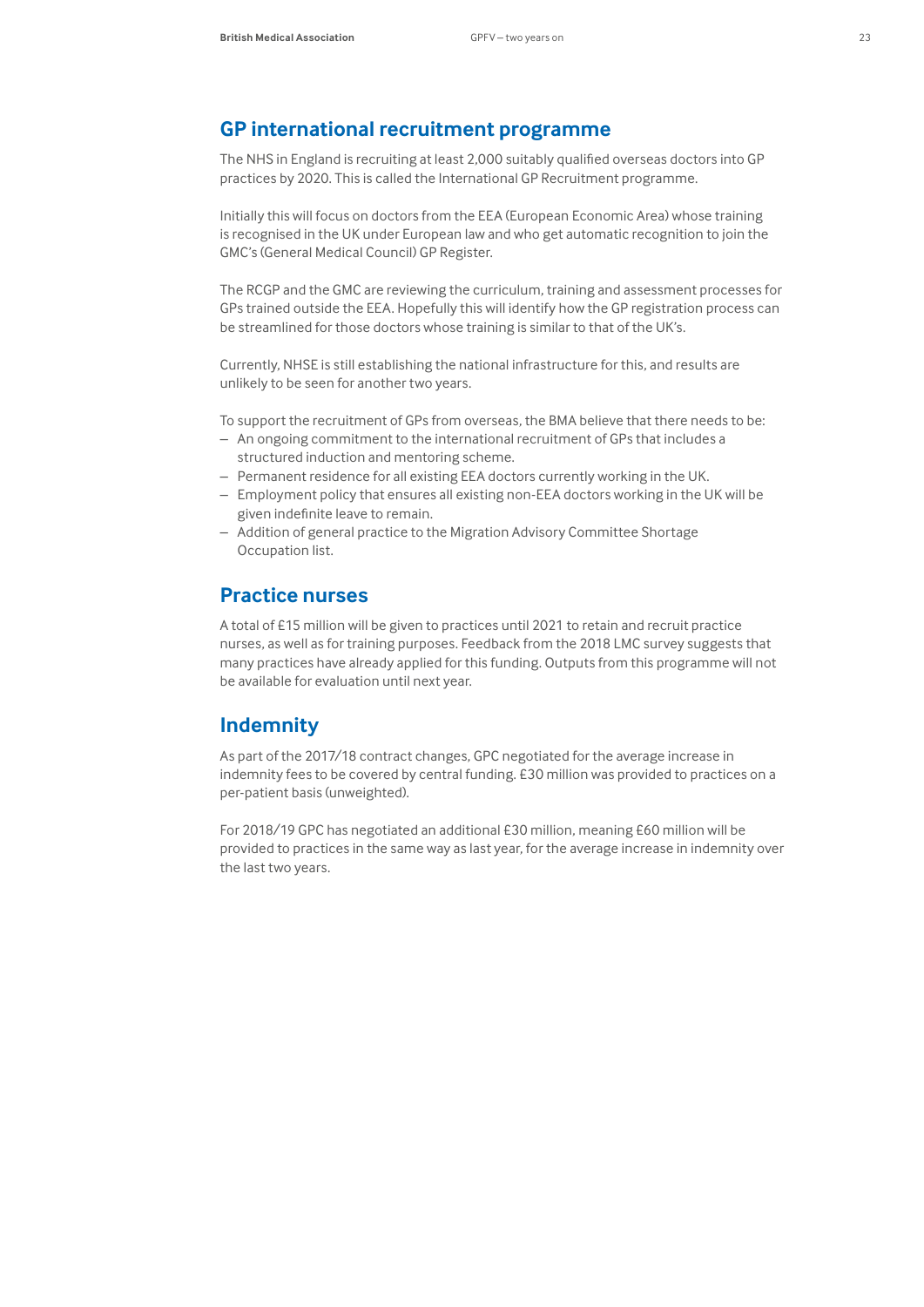## GP international recruitment programme

The NHS in England is recruiting at least 2,000 suitably qualified overseas doctors into GP practices by 2020. This is called the International GP Recruitment programme.

Initially this will focus on doctors from the EEA (European Economic Area) whose training is recognised in the UK under European law and who get automatic recognition to join the GMC's (General Medical Council) GP Register.

The RCGP and the GMC are reviewing the curriculum, training and assessment processes for GPs trained outside the EEA. Hopefully this will identify how the GP registration process can be streamlined for those doctors whose training is similar to that of the UK's.

Currently, NHSE is still establishing the national infrastructure for this, and results are unlikely to be seen for another two years.

To support the recruitment of GPs from overseas, the BMA believe that there needs to be:

- An ongoing commitment to the international recruitment of GPs that includes a structured induction and mentoring scheme.
- Permanent residence for all existing EEA doctors currently working in the UK.
- Employment policy that ensures all existing non-EEA doctors working in the UK will be given indefinite leave to remain.
- Addition of general practice to the Migration Advisory Committee Shortage Occupation list.

## Practice nurses

A total of £15 million will be given to practices until 2021 to retain and recruit practice nurses, as well as for training purposes. Feedback from the 2018 LMC survey suggests that many practices have already applied for this funding. Outputs from this programme will not be available for evaluation until next year.

## Indemnity

As part of the 2017/18 contract changes, GPC negotiated for the average increase in indemnity fees to be covered by central funding. £30 million was provided to practices on a per-patient basis (unweighted).

For 2018/19 GPC has negotiated an additional £30 million, meaning £60 million will be provided to practices in the same way as last year, for the average increase in indemnity over the last two years.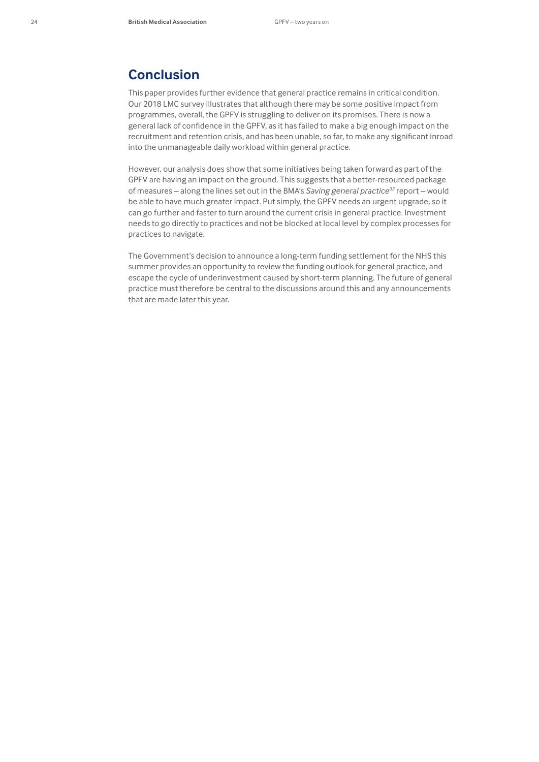## Conclusion

This paper provides further evidence that general practice remains in critical condition. Our 2018 LMC survey illustrates that although there may be some positive impact from programmes, overall, the GPFV is struggling to deliver on its promises. There is now a general lack of confidence in the GPFV, as it has failed to make a big enough impact on the recruitment and retention crisis, and has been unable, so far, to make any significant inroad into the unmanageable daily workload within general practice.

However, our analysis does show that some initiatives being taken forward as part of the GPFV are having an impact on the ground. This suggests that a better-resourced package of measures – along the lines set out in the BMA's *Saving general practice*[33] report – would be able to have much greater impact. Put simply, the GPFV needs an urgent upgrade, so it can go further and faster to turn around the current crisis in general practice. Investment needs to go directly to practices and not be blocked at local level by complex processes for practices to navigate.

The Government's decision to announce a long-term funding settlement for the NHS this summer provides an opportunity to review the funding outlook for general practice, and escape the cycle of underinvestment caused by short-term planning. The future of general practice must therefore be central to the discussions around this and any announcements that are made later this year.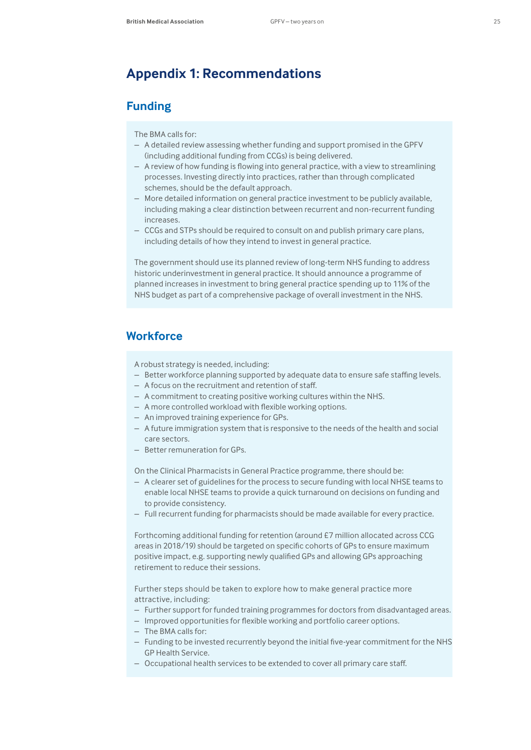# Appendix 1: Recommendations

## Funding

The BMA calls for:

- A detailed review assessing whether funding and support promised in the GPFV (including additional funding from CCGs) is being delivered.
- A review of how funding is flowing into general practice, with a view to streamlining processes. Investing directly into practices, rather than through complicated schemes, should be the default approach.
- More detailed information on general practice investment to be publicly available, including making a clear distinction between recurrent and non-recurrent funding increases.
- CCGs and STPs should be required to consult on and publish primary care plans, including details of how they intend to invest in general practice.

The government should use its planned review of long-term NHS funding to address historic underinvestment in general practice. It should announce a programme of planned increases in investment to bring general practice spending up to 11% of the NHS budget as part of a comprehensive package of overall investment in the NHS.

## Workforce

A robust strategy is needed, including:

- Better workforce planning supported by adequate data to ensure safe staffing levels.
- A focus on the recruitment and retention of staff.
- A commitment to creating positive working cultures within the NHS.
- A more controlled workload with flexible working options.
- An improved training experience for GPs.
- A future immigration system that is responsive to the needs of the health and social care sectors.
- Better remuneration for GPs.

On the Clinical Pharmacists in General Practice programme, there should be:

- A clearer set of guidelines for the process to secure funding with local NHSE teams to enable local NHSE teams to provide a quick turnaround on decisions on funding and to provide consistency.
- Full recurrent funding for pharmacists should be made available for every practice.

Forthcoming additional funding for retention (around £7 million allocated across CCG areas in 2018/19) should be targeted on specific cohorts of GPs to ensure maximum positive impact, e.g. supporting newly qualified GPs and allowing GPs approaching retirement to reduce their sessions.

Further steps should be taken to explore how to make general practice more attractive, including:

- Further support for funded training programmes for doctors from disadvantaged areas.
- Improved opportunities for flexible working and portfolio career options.
- The BMA calls for:
- Funding to be invested recurrently beyond the initial five-year commitment for the NHS GP Health Service.
- Occupational health services to be extended to cover all primary care staff.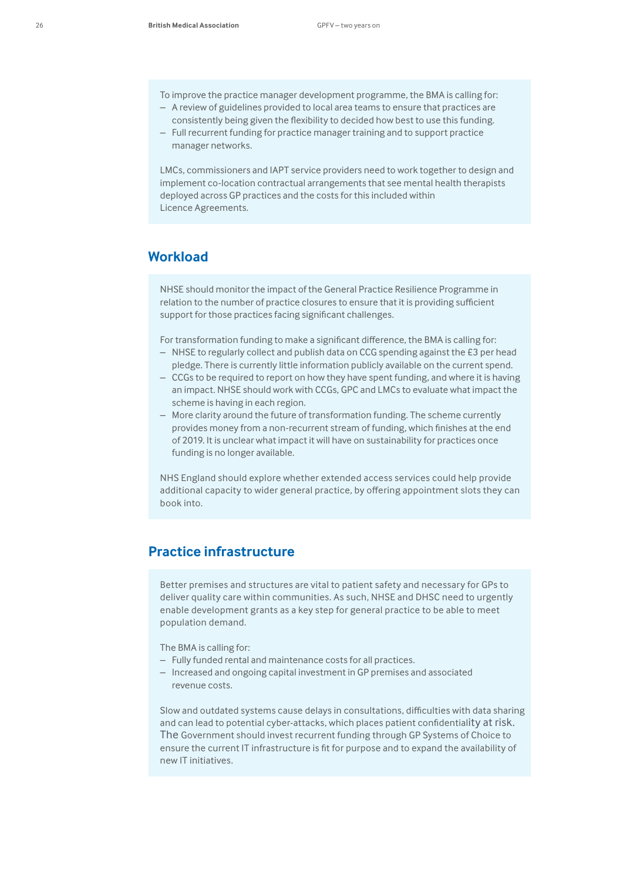To improve the practice manager development programme, the BMA is calling for:
- A review of guidelines provided to local area teams to ensure that practices are consistently being given the flexibility to decided how best to use this funding.
- Full recurrent funding for practice manager training and to support practice manager networks.

LMCs, commissioners and IAPT service providers need to work together to design and implement co-location contractual arrangements that see mental health therapists deployed across GP practices and the costs for this included within Licence Agreements.

## Workload

NHSE should monitor the impact of the General Practice Resilience Programme in relation to the number of practice closures to ensure that it is providing sufficient support for those practices facing significant challenges.

For transformation funding to make a significant difference, the BMA is calling for:
- NHSE to regularly collect and publish data on CCG spending against the £3 per head pledge. There is currently little information publicly available on the current spend.
- CCGs to be required to report on how they have spent funding, and where it is having an impact. NHSE should work with CCGs, GPC and LMCs to evaluate what impact the scheme is having in each region.
- More clarity around the future of transformation funding. The scheme currently provides money from a non-recurrent stream of funding, which finishes at the end of 2019. It is unclear what impact it will have on sustainability for practices once funding is no longer available.

NHS England should explore whether extended access services could help provide additional capacity to wider general practice, by offering appointment slots they can book into.

## Practice infrastructure

Better premises and structures are vital to patient safety and necessary for GPs to deliver quality care within communities. As such, NHSE and DHSC need to urgently enable development grants as a key step for general practice to be able to meet population demand.

The BMA is calling for:
- Fully funded rental and maintenance costs for all practices.
- Increased and ongoing capital investment in GP premises and associated revenue costs.

Slow and outdated systems cause delays in consultations, difficulties with data sharing and can lead to potential cyber-attacks, which places patient confidentiality at risk. The Government should invest recurrent funding through GP Systems of Choice to ensure the current IT infrastructure is fit for purpose and to expand the availability of new IT initiatives.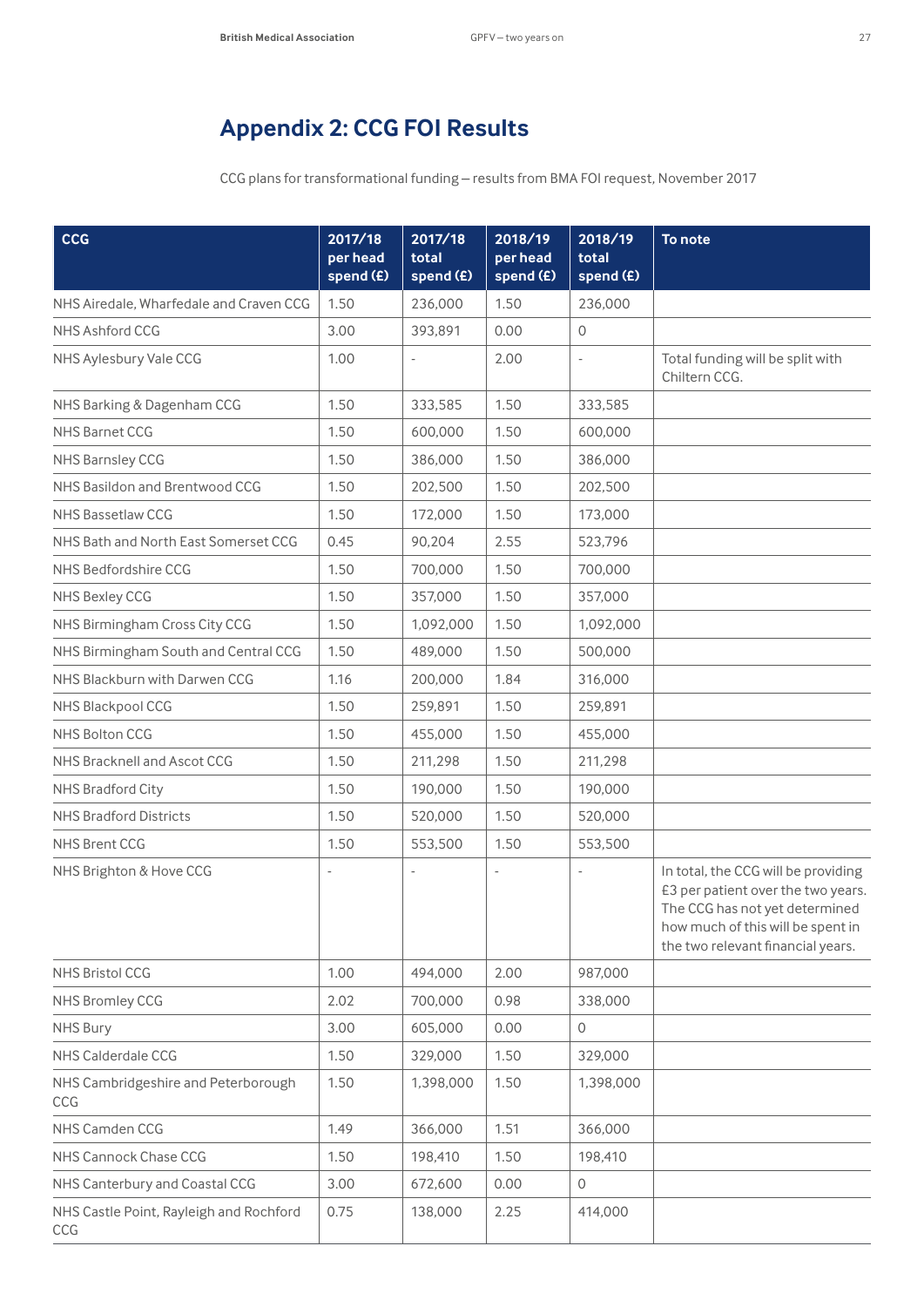# Appendix 2: CCG FOI Results

CCG plans for transformational funding – results from BMA FOI request, November 2017

| CCG | 2017/18 per head spend (£) | 2017/18 total spend (£) | 2018/19 per head spend (£) | 2018/19 total spend (£) | To note |
|---|---|---|---|---|---|
| NHS Airedale, Wharfedale and Craven CCG | 1.50 | 236,000 | 1.50 | 236,000 | |
| NHS Ashford CCG | 3.00 | 393,891 | 0.00 | 0 | |
| NHS Aylesbury Vale CCG | 1.00 | - | 2.00 | - | Total funding will be split with Chiltern CCG. |
| NHS Barking & Dagenham CCG | 1.50 | 333,585 | 1.50 | 333,585 | |
| NHS Barnet CCG | 1.50 | 600,000 | 1.50 | 600,000 | |
| NHS Barnsley CCG | 1.50 | 386,000 | 1.50 | 386,000 | |
| NHS Basildon and Brentwood CCG | 1.50 | 202,500 | 1.50 | 202,500 | |
| NHS Bassetlaw CCG | 1.50 | 172,000 | 1.50 | 173,000 | |
| NHS Bath and North East Somerset CCG | 0.45 | 90,204 | 2.55 | 523,796 | |
| NHS Bedfordshire CCG | 1.50 | 700,000 | 1.50 | 700,000 | |
| NHS Bexley CCG | 1.50 | 357,000 | 1.50 | 357,000 | |
| NHS Birmingham Cross City CCG | 1.50 | 1,092,000 | 1.50 | 1,092,000 | |
| NHS Birmingham South and Central CCG | 1.50 | 489,000 | 1.50 | 500,000 | |
| NHS Blackburn with Darwen CCG | 1.16 | 200,000 | 1.84 | 316,000 | |
| NHS Blackpool CCG | 1.50 | 259,891 | 1.50 | 259,891 | |
| NHS Bolton CCG | 1.50 | 455,000 | 1.50 | 455,000 | |
| NHS Bracknell and Ascot CCG | 1.50 | 211,298 | 1.50 | 211,298 | |
| NHS Bradford City | 1.50 | 190,000 | 1.50 | 190,000 | |
| NHS Bradford Districts | 1.50 | 520,000 | 1.50 | 520,000 | |
| NHS Brent CCG | 1.50 | 553,500 | 1.50 | 553,500 | |
| NHS Brighton & Hove CCG | - | - | - | - | In total, the CCG will be providing £3 per patient over the two years. The CCG has not yet determined how much of this will be spent in the two relevant financial years. |
| NHS Bristol CCG | 1.00 | 494,000 | 2.00 | 987,000 | |
| NHS Bromley CCG | 2.02 | 700,000 | 0.98 | 338,000 | |
| NHS Bury | 3.00 | 605,000 | 0.00 | 0 | |
| NHS Calderdale CCG | 1.50 | 329,000 | 1.50 | 329,000 | |
| NHS Cambridgeshire and Peterborough CCG | 1.50 | 1,398,000 | 1.50 | 1,398,000 | |
| NHS Camden CCG | 1.49 | 366,000 | 1.51 | 366,000 | |
| NHS Cannock Chase CCG | 1.50 | 198,410 | 1.50 | 198,410 | |
| NHS Canterbury and Coastal CCG | 3.00 | 672,600 | 0.00 | 0 | |
| NHS Castle Point, Rayleigh and Rochford CCG | 0.75 | 138,000 | 2.25 | 414,000 | |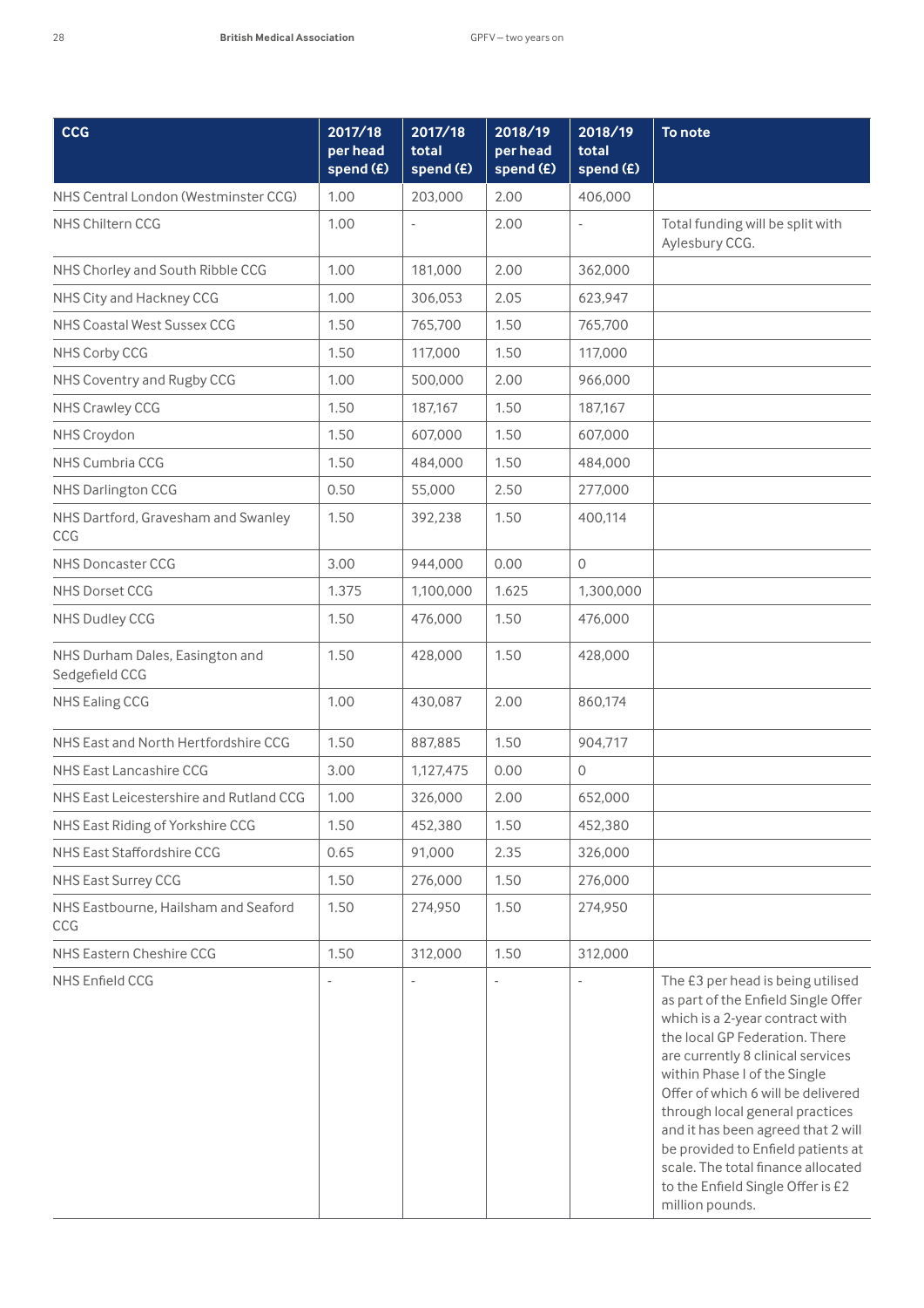| CCG | 2017/18 per head spend (£) | 2017/18 total spend (£) | 2018/19 per head spend (£) | 2018/19 total spend (£) | To note |
|---|---|---|---|---|---|
| NHS Central London (Westminster CCG) | 1.00 | 203,000 | 2.00 | 406,000 | |
| NHS Chiltern CCG | 1.00 | - | 2.00 | - | Total funding will be split with Aylesbury CCG. |
| NHS Chorley and South Ribble CCG | 1.00 | 181,000 | 2.00 | 362,000 | |
| NHS City and Hackney CCG | 1.00 | 306,053 | 2.05 | 623,947 | |
| NHS Coastal West Sussex CCG | 1.50 | 765,700 | 1.50 | 765,700 | |
| NHS Corby CCG | 1.50 | 117,000 | 1.50 | 117,000 | |
| NHS Coventry and Rugby CCG | 1.00 | 500,000 | 2.00 | 966,000 | |
| NHS Crawley CCG | 1.50 | 187,167 | 1.50 | 187,167 | |
| NHS Croydon | 1.50 | 607,000 | 1.50 | 607,000 | |
| NHS Cumbria CCG | 1.50 | 484,000 | 1.50 | 484,000 | |
| NHS Darlington CCG | 0.50 | 55,000 | 2.50 | 277,000 | |
| NHS Dartford, Gravesham and Swanley CCG | 1.50 | 392,238 | 1.50 | 400,114 | |
| NHS Doncaster CCG | 3.00 | 944,000 | 0.00 | 0 | |
| NHS Dorset CCG | 1.375 | 1,100,000 | 1.625 | 1,300,000 | |
| NHS Dudley CCG | 1.50 | 476,000 | 1.50 | 476,000 | |
| NHS Durham Dales, Easington and Sedgefield CCG | 1.50 | 428,000 | 1.50 | 428,000 | |
| NHS Ealing CCG | 1.00 | 430,087 | 2.00 | 860,174 | |
| NHS East and North Hertfordshire CCG | 1.50 | 887,885 | 1.50 | 904,717 | |
| NHS East Lancashire CCG | 3.00 | 1,127,475 | 0.00 | 0 | |
| NHS East Leicestershire and Rutland CCG | 1.00 | 326,000 | 2.00 | 652,000 | |
| NHS East Riding of Yorkshire CCG | 1.50 | 452,380 | 1.50 | 452,380 | |
| NHS East Staffordshire CCG | 0.65 | 91,000 | 2.35 | 326,000 | |
| NHS East Surrey CCG | 1.50 | 276,000 | 1.50 | 276,000 | |
| NHS Eastbourne, Hailsham and Seaford CCG | 1.50 | 274,950 | 1.50 | 274,950 | |
| NHS Eastern Cheshire CCG | 1.50 | 312,000 | 1.50 | 312,000 | |
| NHS Enfield CCG | - | - | - | - | The £3 per head is being utilised as part of the Enfield Single Offer which is a 2-year contract with the local GP Federation. There are currently 8 clinical services within Phase I of the Single Offer of which 6 will be delivered through local general practices and it has been agreed that 2 will be provided to Enfield patients at scale. The total finance allocated to the Enfield Single Offer is £2 million pounds. |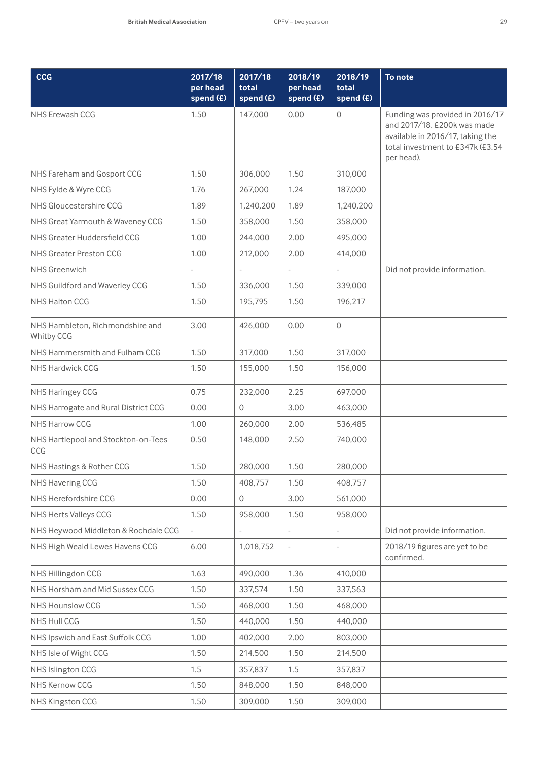| CCG | 2017/18 per head spend (£) | 2017/18 total spend (£) | 2018/19 per head spend (£) | 2018/19 total spend (£) | To note |
|---|---|---|---|---|---|
| NHS Erewash CCG | 1.50 | 147,000 | 0.00 | 0 | Funding was provided in 2016/17 and 2017/18. £200k was made available in 2016/17, taking the total investment to £347k (£3.54 per head). |
| NHS Fareham and Gosport CCG | 1.50 | 306,000 | 1.50 | 310,000 | |
| NHS Fylde & Wyre CCG | 1.76 | 267,000 | 1.24 | 187,000 | |
| NHS Gloucestershire CCG | 1.89 | 1,240,200 | 1.89 | 1,240,200 | |
| NHS Great Yarmouth & Waveney CCG | 1.50 | 358,000 | 1.50 | 358,000 | |
| NHS Greater Huddersfield CCG | 1.00 | 244,000 | 2.00 | 495,000 | |
| NHS Greater Preston CCG | 1.00 | 212,000 | 2.00 | 414,000 | |
| NHS Greenwich | - | - | - | - | Did not provide information. |
| NHS Guildford and Waverley CCG | 1.50 | 336,000 | 1.50 | 339,000 | |
| NHS Halton CCG | 1.50 | 195,795 | 1.50 | 196,217 | |
| NHS Hambleton, Richmondshire and Whitby CCG | 3.00 | 426,000 | 0.00 | 0 | |
| NHS Hammersmith and Fulham CCG | 1.50 | 317,000 | 1.50 | 317,000 | |
| NHS Hardwick CCG | 1.50 | 155,000 | 1.50 | 156,000 | |
| NHS Haringey CCG | 0.75 | 232,000 | 2.25 | 697,000 | |
| NHS Harrogate and Rural District CCG | 0.00 | 0 | 3.00 | 463,000 | |
| NHS Harrow CCG | 1.00 | 260,000 | 2.00 | 536,485 | |
| NHS Hartlepool and Stockton-on-Tees CCG | 0.50 | 148,000 | 2.50 | 740,000 | |
| NHS Hastings & Rother CCG | 1.50 | 280,000 | 1.50 | 280,000 | |
| NHS Havering CCG | 1.50 | 408,757 | 1.50 | 408,757 | |
| NHS Herefordshire CCG | 0.00 | 0 | 3.00 | 561,000 | |
| NHS Herts Valleys CCG | 1.50 | 958,000 | 1.50 | 958,000 | |
| NHS Heywood Middleton & Rochdale CCG | - | - | - | - | Did not provide information. |
| NHS High Weald Lewes Havens CCG | 6.00 | 1,018,752 | - | - | 2018/19 figures are yet to be confirmed. |
| NHS Hillingdon CCG | 1.63 | 490,000 | 1.36 | 410,000 | |
| NHS Horsham and Mid Sussex CCG | 1.50 | 337,574 | 1.50 | 337,563 | |
| NHS Hounslow CCG | 1.50 | 468,000 | 1.50 | 468,000 | |
| NHS Hull CCG | 1.50 | 440,000 | 1.50 | 440,000 | |
| NHS Ipswich and East Suffolk CCG | 1.00 | 402,000 | 2.00 | 803,000 | |
| NHS Isle of Wight CCG | 1.50 | 214,500 | 1.50 | 214,500 | |
| NHS Islington CCG | 1.5 | 357,837 | 1.5 | 357,837 | |
| NHS Kernow CCG | 1.50 | 848,000 | 1.50 | 848,000 | |
| NHS Kingston CCG | 1.50 | 309,000 | 1.50 | 309,000 | |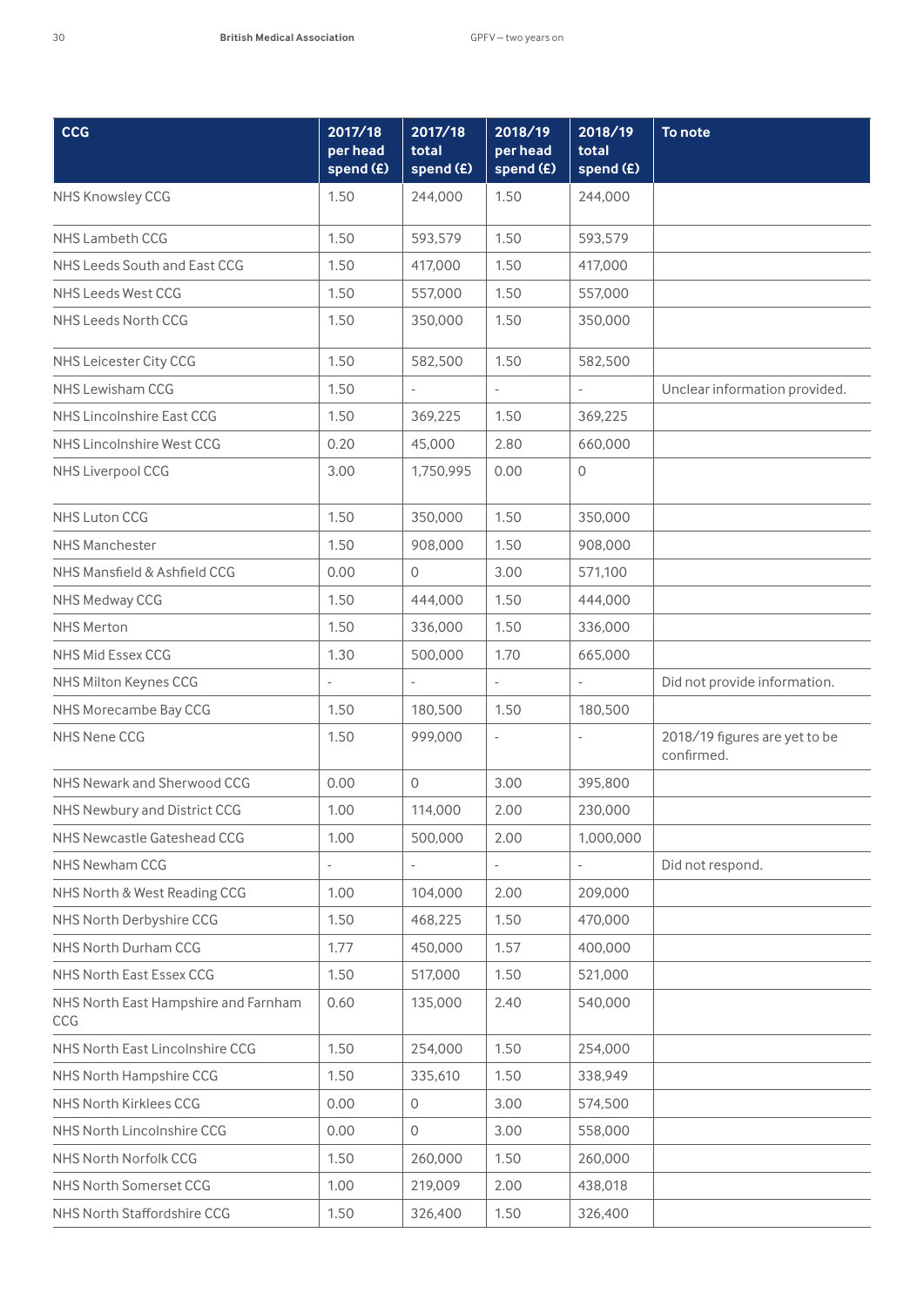| CCG | 2017/18 per head spend (£) | 2017/18 total spend (£) | 2018/19 per head spend (£) | 2018/19 total spend (£) | To note |
|---|---|---|---|---|---|
| NHS Knowsley CCG | 1.50 | 244,000 | 1.50 | 244,000 | |
| NHS Lambeth CCG | 1.50 | 593,579 | 1.50 | 593,579 | |
| NHS Leeds South and East CCG | 1.50 | 417,000 | 1.50 | 417,000 | |
| NHS Leeds West CCG | 1.50 | 557,000 | 1.50 | 557,000 | |
| NHS Leeds North CCG | 1.50 | 350,000 | 1.50 | 350,000 | |
| NHS Leicester City CCG | 1.50 | 582,500 | 1.50 | 582,500 | |
| NHS Lewisham CCG | 1.50 | - | - | - | Unclear information provided. |
| NHS Lincolnshire East CCG | 1.50 | 369,225 | 1.50 | 369,225 | |
| NHS Lincolnshire West CCG | 0.20 | 45,000 | 2.80 | 660,000 | |
| NHS Liverpool CCG | 3.00 | 1,750,995 | 0.00 | 0 | |
| NHS Luton CCG | 1.50 | 350,000 | 1.50 | 350,000 | |
| NHS Manchester | 1.50 | 908,000 | 1.50 | 908,000 | |
| NHS Mansfield & Ashfield CCG | 0.00 | 0 | 3.00 | 571,100 | |
| NHS Medway CCG | 1.50 | 444,000 | 1.50 | 444,000 | |
| NHS Merton | 1.50 | 336,000 | 1.50 | 336,000 | |
| NHS Mid Essex CCG | 1.30 | 500,000 | 1.70 | 665,000 | |
| NHS Milton Keynes CCG | - | - | - | - | Did not provide information. |
| NHS Morecambe Bay CCG | 1.50 | 180,500 | 1.50 | 180,500 | |
| NHS Nene CCG | 1.50 | 999,000 | - | - | 2018/19 figures are yet to be confirmed. |
| NHS Newark and Sherwood CCG | 0.00 | 0 | 3.00 | 395,800 | |
| NHS Newbury and District CCG | 1.00 | 114,000 | 2.00 | 230,000 | |
| NHS Newcastle Gateshead CCG | 1.00 | 500,000 | 2.00 | 1,000,000 | |
| NHS Newham CCG | - | - | - | - | Did not respond. |
| NHS North & West Reading CCG | 1.00 | 104,000 | 2.00 | 209,000 | |
| NHS North Derbyshire CCG | 1.50 | 468,225 | 1.50 | 470,000 | |
| NHS North Durham CCG | 1.77 | 450,000 | 1.57 | 400,000 | |
| NHS North East Essex CCG | 1.50 | 517,000 | 1.50 | 521,000 | |
| NHS North East Hampshire and Farnham CCG | 0.60 | 135,000 | 2.40 | 540,000 | |
| NHS North East Lincolnshire CCG | 1.50 | 254,000 | 1.50 | 254,000 | |
| NHS North Hampshire CCG | 1.50 | 335,610 | 1.50 | 338,949 | |
| NHS North Kirklees CCG | 0.00 | 0 | 3.00 | 574,500 | |
| NHS North Lincolnshire CCG | 0.00 | 0 | 3.00 | 558,000 | |
| NHS North Norfolk CCG | 1.50 | 260,000 | 1.50 | 260,000 | |
| NHS North Somerset CCG | 1.00 | 219,009 | 2.00 | 438,018 | |
| NHS North Staffordshire CCG | 1.50 | 326,400 | 1.50 | 326,400 | |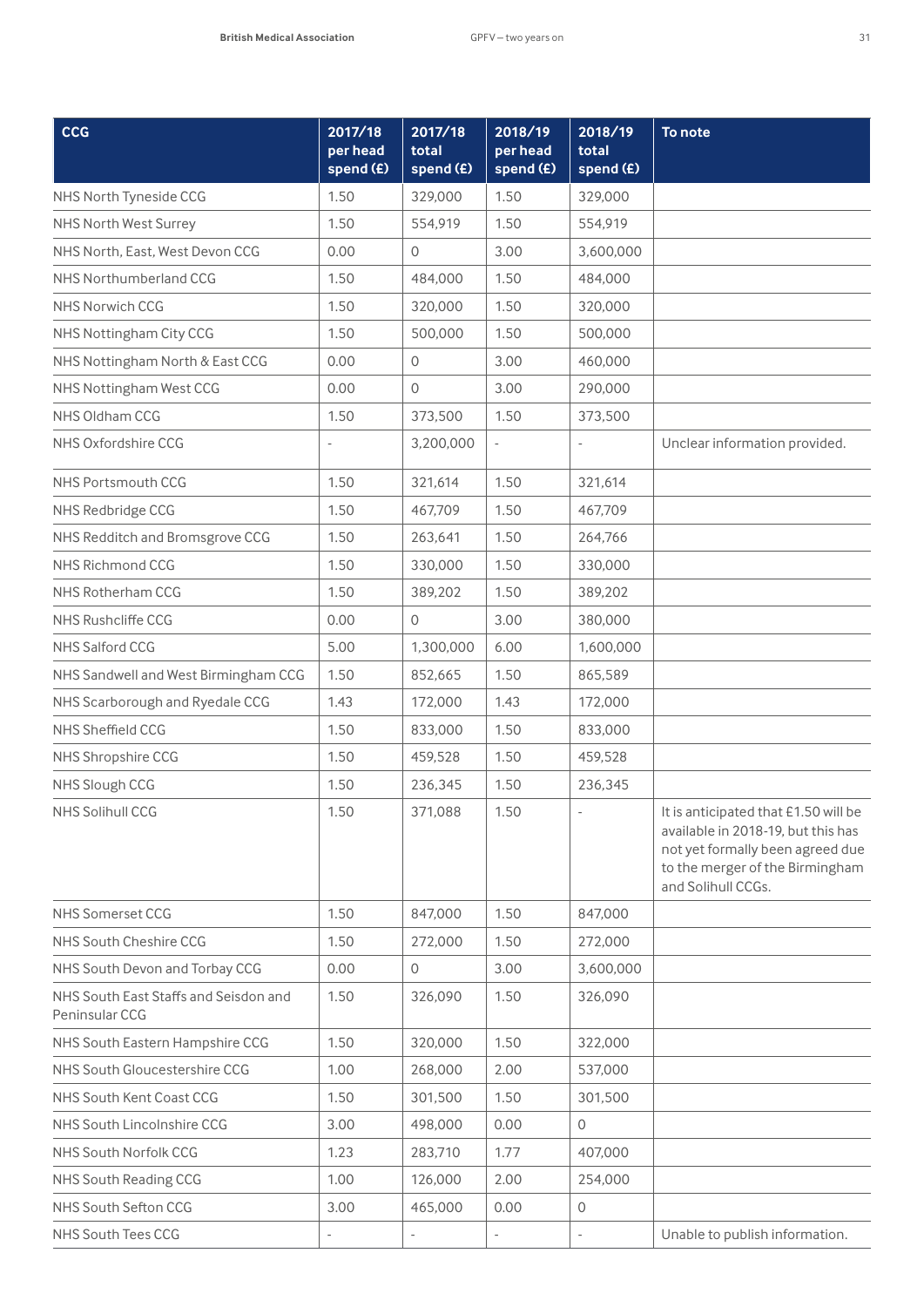| CCG | 2017/18 per head spend (£) | 2017/18 total spend (£) | 2018/19 per head spend (£) | 2018/19 total spend (£) | To note |
|---|---|---|---|---|---|
| NHS North Tyneside CCG | 1.50 | 329,000 | 1.50 | 329,000 | |
| NHS North West Surrey | 1.50 | 554,919 | 1.50 | 554,919 | |
| NHS North, East, West Devon CCG | 0.00 | 0 | 3.00 | 3,600,000 | |
| NHS Northumberland CCG | 1.50 | 484,000 | 1.50 | 484,000 | |
| NHS Norwich CCG | 1.50 | 320,000 | 1.50 | 320,000 | |
| NHS Nottingham City CCG | 1.50 | 500,000 | 1.50 | 500,000 | |
| NHS Nottingham North & East CCG | 0.00 | 0 | 3.00 | 460,000 | |
| NHS Nottingham West CCG | 0.00 | 0 | 3.00 | 290,000 | |
| NHS Oldham CCG | 1.50 | 373,500 | 1.50 | 373,500 | |
| NHS Oxfordshire CCG | - | 3,200,000 | - | - | Unclear information provided. |
| NHS Portsmouth CCG | 1.50 | 321,614 | 1.50 | 321,614 | |
| NHS Redbridge CCG | 1.50 | 467,709 | 1.50 | 467,709 | |
| NHS Redditch and Bromsgrove CCG | 1.50 | 263,641 | 1.50 | 264,766 | |
| NHS Richmond CCG | 1.50 | 330,000 | 1.50 | 330,000 | |
| NHS Rotherham CCG | 1.50 | 389,202 | 1.50 | 389,202 | |
| NHS Rushcliffe CCG | 0.00 | 0 | 3.00 | 380,000 | |
| NHS Salford CCG | 5.00 | 1,300,000 | 6.00 | 1,600,000 | |
| NHS Sandwell and West Birmingham CCG | 1.50 | 852,665 | 1.50 | 865,589 | |
| NHS Scarborough and Ryedale CCG | 1.43 | 172,000 | 1.43 | 172,000 | |
| NHS Sheffield CCG | 1.50 | 833,000 | 1.50 | 833,000 | |
| NHS Shropshire CCG | 1.50 | 459,528 | 1.50 | 459,528 | |
| NHS Slough CCG | 1.50 | 236,345 | 1.50 | 236,345 | |
| NHS Solihull CCG | 1.50 | 371,088 | 1.50 | - | It is anticipated that £1.50 will be available in 2018-19, but this has not yet formally been agreed due to the merger of the Birmingham and Solihull CCGs. |
| NHS Somerset CCG | 1.50 | 847,000 | 1.50 | 847,000 | |
| NHS South Cheshire CCG | 1.50 | 272,000 | 1.50 | 272,000 | |
| NHS South Devon and Torbay CCG | 0.00 | 0 | 3.00 | 3,600,000 | |
| NHS South East Staffs and Seisdon and Peninsular CCG | 1.50 | 326,090 | 1.50 | 326,090 | |
| NHS South Eastern Hampshire CCG | 1.50 | 320,000 | 1.50 | 322,000 | |
| NHS South Gloucestershire CCG | 1.00 | 268,000 | 2.00 | 537,000 | |
| NHS South Kent Coast CCG | 1.50 | 301,500 | 1.50 | 301,500 | |
| NHS South Lincolnshire CCG | 3.00 | 498,000 | 0.00 | 0 | |
| NHS South Norfolk CCG | 1.23 | 283,710 | 1.77 | 407,000 | |
| NHS South Reading CCG | 1.00 | 126,000 | 2.00 | 254,000 | |
| NHS South Sefton CCG | 3.00 | 465,000 | 0.00 | 0 | |
| NHS South Tees CCG | - | - | - | - | Unable to publish information. |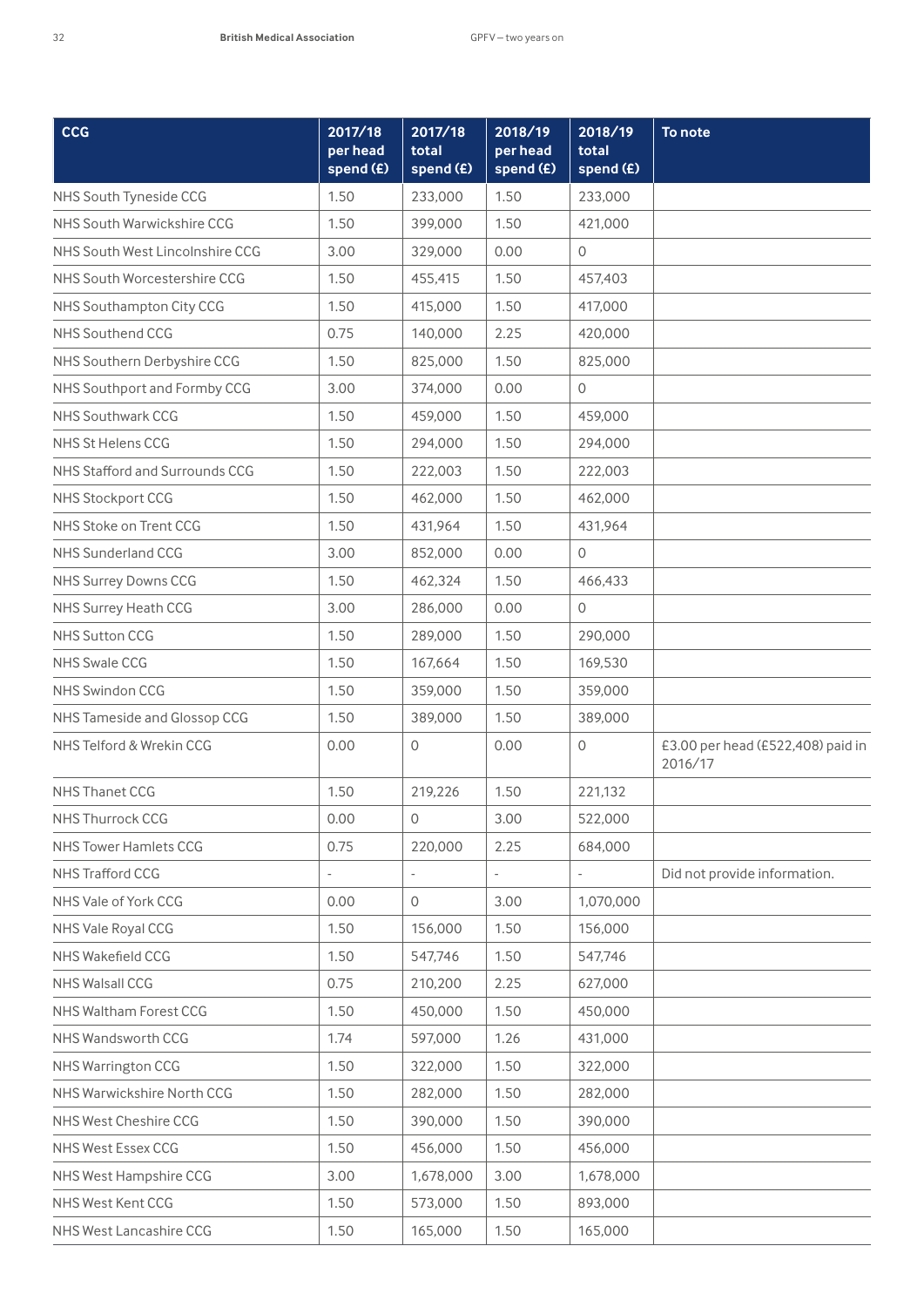| CCG | 2017/18 per head spend (£) | 2017/18 total spend (£) | 2018/19 per head spend (£) | 2018/19 total spend (£) | To note |
|---|---|---|---|---|---|
| NHS South Tyneside CCG | 1.50 | 233,000 | 1.50 | 233,000 | |
| NHS South Warwickshire CCG | 1.50 | 399,000 | 1.50 | 421,000 | |
| NHS South West Lincolnshire CCG | 3.00 | 329,000 | 0.00 | 0 | |
| NHS South Worcestershire CCG | 1.50 | 455,415 | 1.50 | 457,403 | |
| NHS Southampton City CCG | 1.50 | 415,000 | 1.50 | 417,000 | |
| NHS Southend CCG | 0.75 | 140,000 | 2.25 | 420,000 | |
| NHS Southern Derbyshire CCG | 1.50 | 825,000 | 1.50 | 825,000 | |
| NHS Southport and Formby CCG | 3.00 | 374,000 | 0.00 | 0 | |
| NHS Southwark CCG | 1.50 | 459,000 | 1.50 | 459,000 | |
| NHS St Helens CCG | 1.50 | 294,000 | 1.50 | 294,000 | |
| NHS Stafford and Surrounds CCG | 1.50 | 222,003 | 1.50 | 222,003 | |
| NHS Stockport CCG | 1.50 | 462,000 | 1.50 | 462,000 | |
| NHS Stoke on Trent CCG | 1.50 | 431,964 | 1.50 | 431,964 | |
| NHS Sunderland CCG | 3.00 | 852,000 | 0.00 | 0 | |
| NHS Surrey Downs CCG | 1.50 | 462,324 | 1.50 | 466,433 | |
| NHS Surrey Heath CCG | 3.00 | 286,000 | 0.00 | 0 | |
| NHS Sutton CCG | 1.50 | 289,000 | 1.50 | 290,000 | |
| NHS Swale CCG | 1.50 | 167,664 | 1.50 | 169,530 | |
| NHS Swindon CCG | 1.50 | 359,000 | 1.50 | 359,000 | |
| NHS Tameside and Glossop CCG | 1.50 | 389,000 | 1.50 | 389,000 | |
| NHS Telford & Wrekin CCG | 0.00 | 0 | 0.00 | 0 | £3.00 per head (£522,408) paid in 2016/17 |
| NHS Thanet CCG | 1.50 | 219,226 | 1.50 | 221,132 | |
| NHS Thurrock CCG | 0.00 | 0 | 3.00 | 522,000 | |
| NHS Tower Hamlets CCG | 0.75 | 220,000 | 2.25 | 684,000 | |
| NHS Trafford CCG | - | - | - | - | Did not provide information. |
| NHS Vale of York CCG | 0.00 | 0 | 3.00 | 1,070,000 | |
| NHS Vale Royal CCG | 1.50 | 156,000 | 1.50 | 156,000 | |
| NHS Wakefield CCG | 1.50 | 547,746 | 1.50 | 547,746 | |
| NHS Walsall CCG | 0.75 | 210,200 | 2.25 | 627,000 | |
| NHS Waltham Forest CCG | 1.50 | 450,000 | 1.50 | 450,000 | |
| NHS Wandsworth CCG | 1.74 | 597,000 | 1.26 | 431,000 | |
| NHS Warrington CCG | 1.50 | 322,000 | 1.50 | 322,000 | |
| NHS Warwickshire North CCG | 1.50 | 282,000 | 1.50 | 282,000 | |
| NHS West Cheshire CCG | 1.50 | 390,000 | 1.50 | 390,000 | |
| NHS West Essex CCG | 1.50 | 456,000 | 1.50 | 456,000 | |
| NHS West Hampshire CCG | 3.00 | 1,678,000 | 3.00 | 1,678,000 | |
| NHS West Kent CCG | 1.50 | 573,000 | 1.50 | 893,000 | |
| NHS West Lancashire CCG | 1.50 | 165,000 | 1.50 | 165,000 | |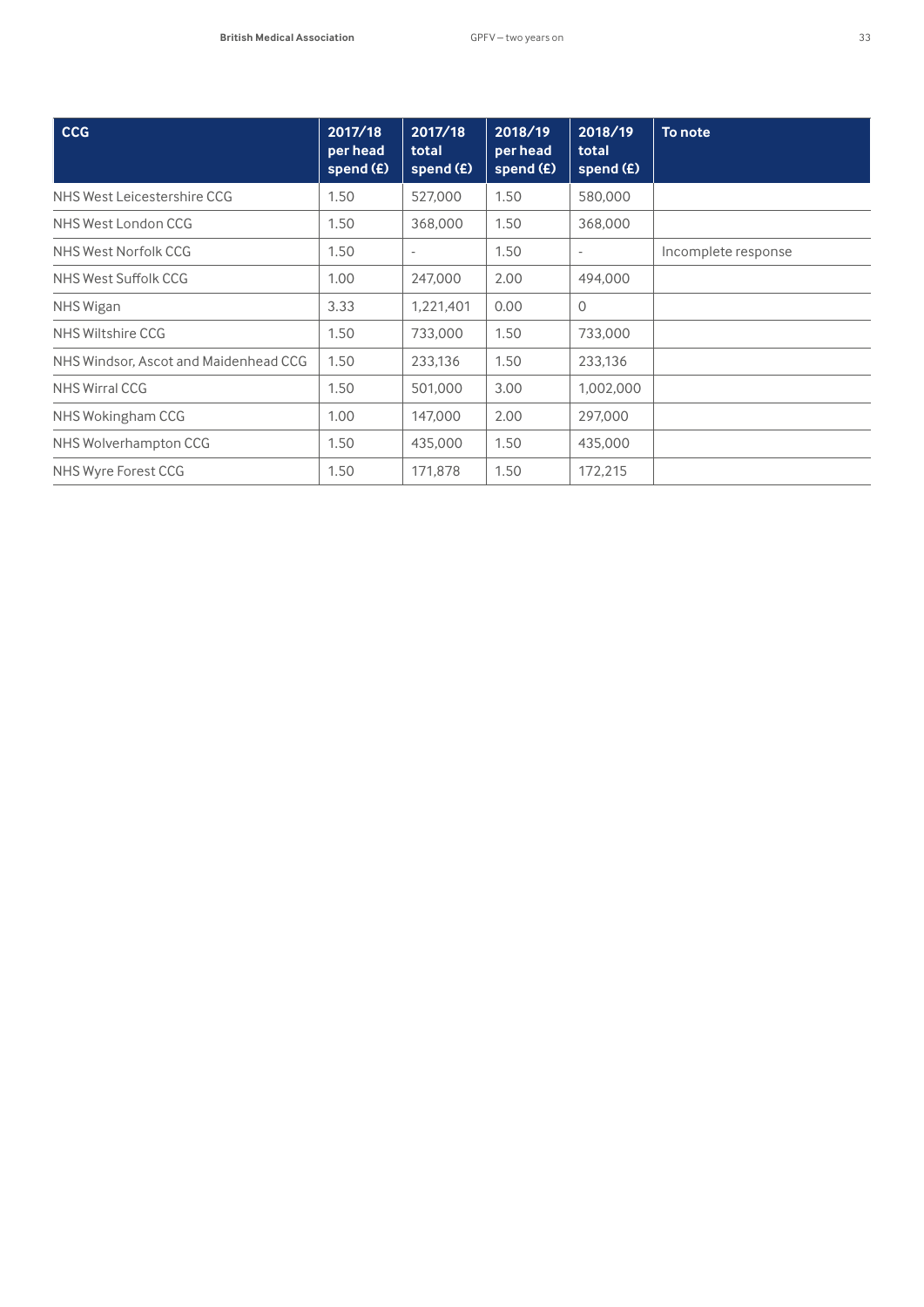| CCG | 2017/18 per head spend (£) | 2017/18 total spend (£) | 2018/19 per head spend (£) | 2018/19 total spend (£) | To note |
|---|---|---|---|---|---|
| NHS West Leicestershire CCG | 1.50 | 527,000 | 1.50 | 580,000 | |
| NHS West London CCG | 1.50 | 368,000 | 1.50 | 368,000 | |
| NHS West Norfolk CCG | 1.50 | - | 1.50 | - | Incomplete response |
| NHS West Suffolk CCG | 1.00 | 247,000 | 2.00 | 494,000 | |
| NHS Wigan | 3.33 | 1,221,401 | 0.00 | 0 | |
| NHS Wiltshire CCG | 1.50 | 733,000 | 1.50 | 733,000 | |
| NHS Windsor, Ascot and Maidenhead CCG | 1.50 | 233,136 | 1.50 | 233,136 | |
| NHS Wirral CCG | 1.50 | 501,000 | 3.00 | 1,002,000 | |
| NHS Wokingham CCG | 1.00 | 147,000 | 2.00 | 297,000 | |
| NHS Wolverhampton CCG | 1.50 | 435,000 | 1.50 | 435,000 | |
| NHS Wyre Forest CCG | 1.50 | 171,878 | 1.50 | 172,215 | |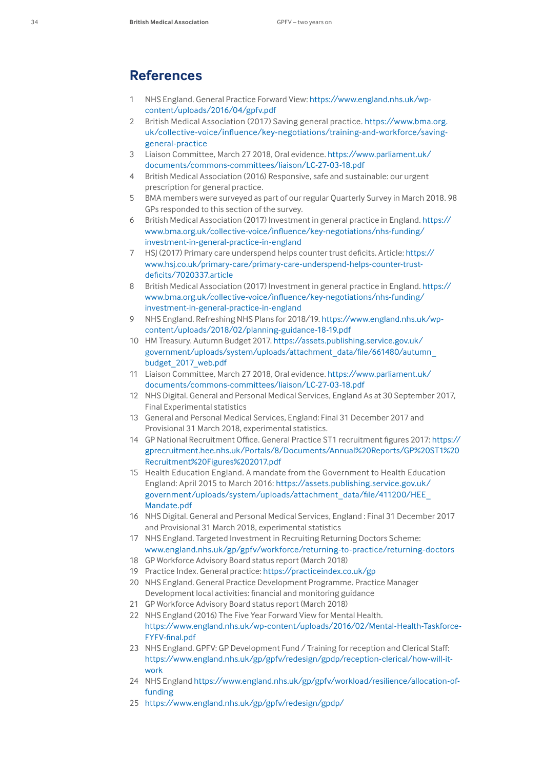# References

1. NHS England. General Practice Forward View: https://www.england.nhs.uk/wp-content/uploads/2016/04/gpfv.pdf
2. British Medical Association (2017) Saving general practice. https://www.bma.org.uk/collective-voice/influence/key-negotiations/training-and-workforce/saving-general-practice
3. Liaison Committee, March 27 2018, Oral evidence. https://www.parliament.uk/documents/commons-committees/liaison/LC-27-03-18.pdf
4. British Medical Association (2016) Responsive, safe and sustainable: our urgent prescription for general practice.
5. BMA members were surveyed as part of our regular Quarterly Survey in March 2018. 98 GPs responded to this section of the survey.
6. British Medical Association (2017) Investment in general practice in England. https://www.bma.org.uk/collective-voice/influence/key-negotiations/nhs-funding/investment-in-general-practice-in-england
7. HSJ (2017) Primary care underspend helps counter trust deficits. Article: https://www.hsj.co.uk/primary-care/primary-care-underspend-helps-counter-trust-deficits/7020337.article
8. British Medical Association (2017) Investment in general practice in England. https://www.bma.org.uk/collective-voice/influence/key-negotiations/nhs-funding/investment-in-general-practice-in-england
9. NHS England. Refreshing NHS Plans for 2018/19. https://www.england.nhs.uk/wp-content/uploads/2018/02/planning-guidance-18-19.pdf
10. HM Treasury. Autumn Budget 2017. https://assets.publishing.service.gov.uk/government/uploads/system/uploads/attachment_data/file/661480/autumn_budget_2017_web.pdf
11. Liaison Committee, March 27 2018, Oral evidence. https://www.parliament.uk/documents/commons-committees/liaison/LC-27-03-18.pdf
12. NHS Digital. General and Personal Medical Services, England As at 30 September 2017, Final Experimental statistics
13. General and Personal Medical Services, England: Final 31 December 2017 and Provisional 31 March 2018, experimental statistics.
14. GP National Recruitment Office. General Practice ST1 recruitment figures 2017: https://gprecruitment.hee.nhs.uk/Portals/8/Documents/Annual%20Reports/GP%20ST1%20Recruitment%20Figures%202017.pdf
15. Health Education England. A mandate from the Government to Health Education England: April 2015 to March 2016: https://assets.publishing.service.gov.uk/government/uploads/system/uploads/attachment_data/file/411200/HEE_Mandate.pdf
16. NHS Digital. General and Personal Medical Services, England : Final 31 December 2017 and Provisional 31 March 2018, experimental statistics
17. NHS England. Targeted Investment in Recruiting Returning Doctors Scheme: www.england.nhs.uk/gp/gpfv/workforce/returning-to-practice/returning-doctors
18. GP Workforce Advisory Board status report (March 2018)
19. Practice Index. General practice: https://practiceindex.co.uk/gp
20. NHS England. General Practice Development Programme. Practice Manager Development local activities: financial and monitoring guidance
21. GP Workforce Advisory Board status report (March 2018)
22. NHS England (2016) The Five Year Forward View for Mental Health. https://www.england.nhs.uk/wp-content/uploads/2016/02/Mental-Health-Taskforce-FYFV-final.pdf
23. NHS England. GPFV: GP Development Fund / Training for reception and Clerical Staff: https://www.england.nhs.uk/gp/gpfv/redesign/gpdp/reception-clerical/how-will-it-work
24. NHS England https://www.england.nhs.uk/gp/gpfv/workload/resilience/allocation-of-funding
25. https://www.england.nhs.uk/gp/gpfv/redesign/gpdp/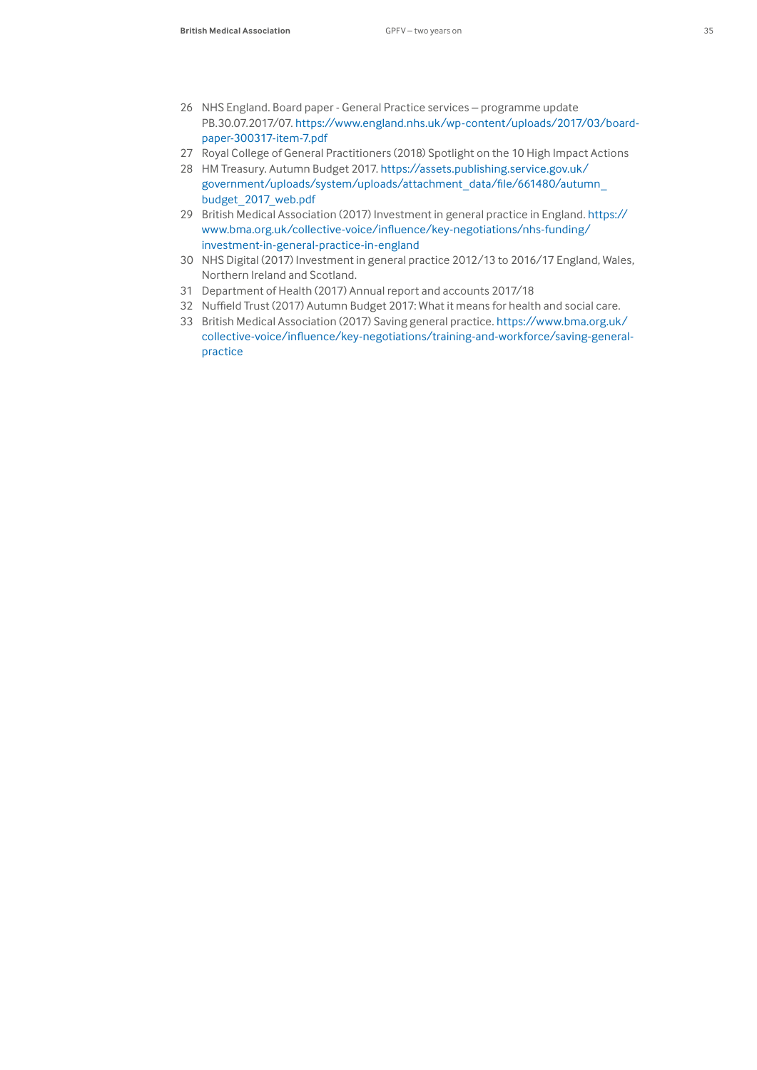26 NHS England. Board paper - General Practice services – programme update PB.30.07.2017/07. https://www.england.nhs.uk/wp-content/uploads/2017/03/board-paper-300317-item-7.pdf
27 Royal College of General Practitioners (2018) Spotlight on the 10 High Impact Actions
28 HM Treasury. Autumn Budget 2017. https://assets.publishing.service.gov.uk/government/uploads/system/uploads/attachment_data/file/661480/autumn_budget_2017_web.pdf
29 British Medical Association (2017) Investment in general practice in England. https://www.bma.org.uk/collective-voice/influence/key-negotiations/nhs-funding/investment-in-general-practice-in-england
30 NHS Digital (2017) Investment in general practice 2012/13 to 2016/17 England, Wales, Northern Ireland and Scotland.
31 Department of Health (2017) Annual report and accounts 2017/18
32 Nuffield Trust (2017) Autumn Budget 2017: What it means for health and social care.
33 British Medical Association (2017) Saving general practice. https://www.bma.org.uk/collective-voice/influence/key-negotiations/training-and-workforce/saving-general-practice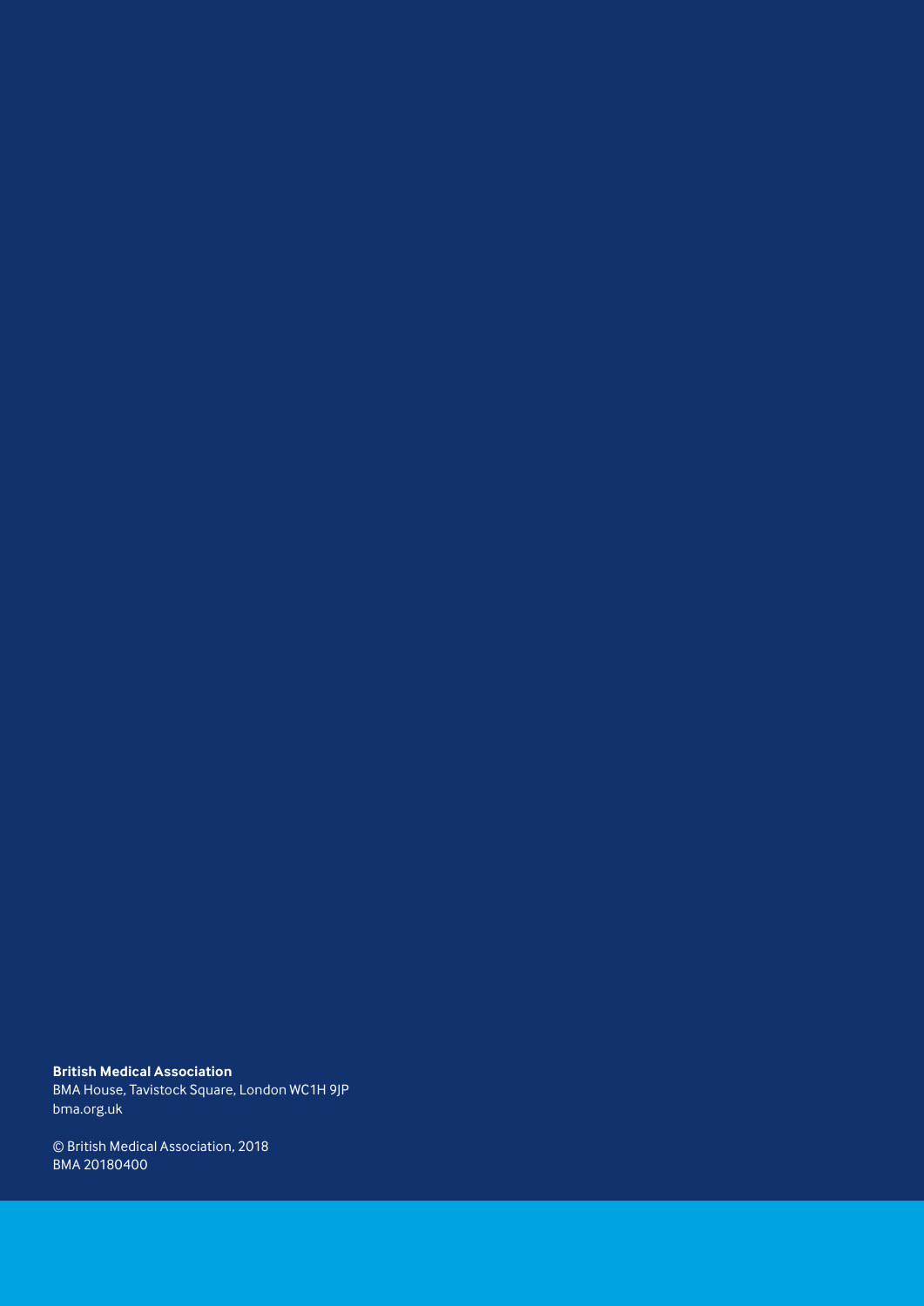**British Medical Association**
BMA House, Tavistock Square, London WC1H 9JP
bma.org.uk

© British Medical Association, 2018
BMA 20180400